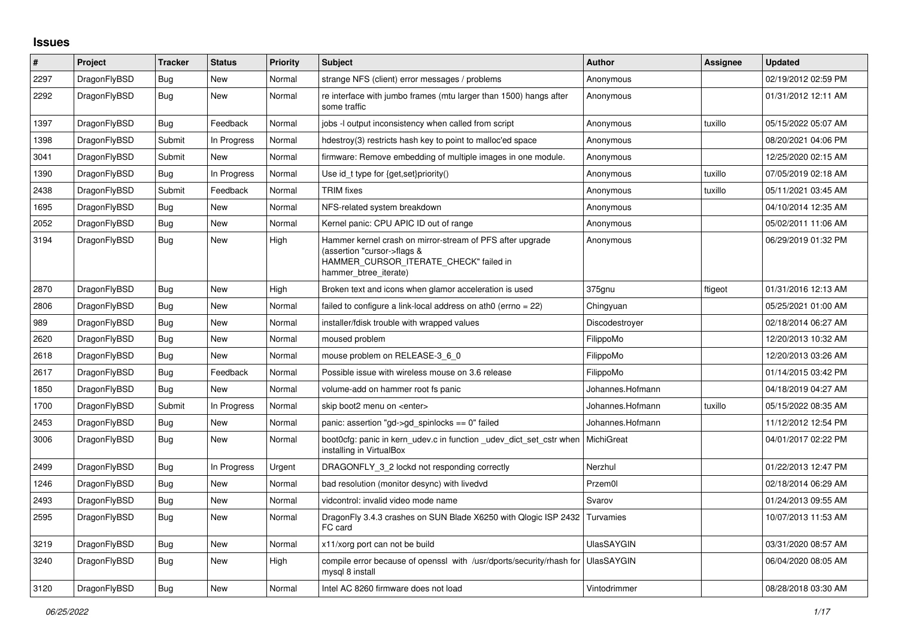# Issues

| # | Project | Tracker | Status | Priority | Subject | Author | Assignee | Updated |
|---|---|---|---|---|---|---|---|---|
| 2297 | DragonFlyBSD | Bug | New | Normal | strange NFS (client) error messages / problems | Anonymous | | 02/19/2012 02:59 PM |
| 2292 | DragonFlyBSD | Bug | New | Normal | re interface with jumbo frames (mtu larger than 1500) hangs after some traffic | Anonymous | | 01/31/2012 12:11 AM |
| 1397 | DragonFlyBSD | Bug | Feedback | Normal | jobs -l output inconsistency when called from script | Anonymous | tuxillo | 05/15/2022 05:07 AM |
| 1398 | DragonFlyBSD | Submit | In Progress | Normal | hdestroy(3) restricts hash key to point to malloc'ed space | Anonymous | | 08/20/2021 04:06 PM |
| 3041 | DragonFlyBSD | Submit | New | Normal | firmware: Remove embedding of multiple images in one module. | Anonymous | | 12/25/2020 02:15 AM |
| 1390 | DragonFlyBSD | Bug | In Progress | Normal | Use id_t type for {get,set}priority() | Anonymous | tuxillo | 07/05/2019 02:18 AM |
| 2438 | DragonFlyBSD | Submit | Feedback | Normal | TRIM fixes | Anonymous | tuxillo | 05/11/2021 03:45 AM |
| 1695 | DragonFlyBSD | Bug | New | Normal | NFS-related system breakdown | Anonymous | | 04/10/2014 12:35 AM |
| 2052 | DragonFlyBSD | Bug | New | Normal | Kernel panic: CPU APIC ID out of range | Anonymous | | 05/02/2011 11:06 AM |
| 3194 | DragonFlyBSD | Bug | New | High | Hammer kernel crash on mirror-stream of PFS after upgrade (assertion "cursor->flags & HAMMER_CURSOR_ITERATE_CHECK" failed in hammer_btree_iterate) | Anonymous | | 06/29/2019 01:32 PM |
| 2870 | DragonFlyBSD | Bug | New | High | Broken text and icons when glamor acceleration is used | 375gnu | ftigeot | 01/31/2016 12:13 AM |
| 2806 | DragonFlyBSD | Bug | New | Normal | failed to configure a link-local address on ath0 (errno = 22) | Chingyuan | | 05/25/2021 01:00 AM |
| 989 | DragonFlyBSD | Bug | New | Normal | installer/fdisk trouble with wrapped values | Discodestroyer | | 02/18/2014 06:27 AM |
| 2620 | DragonFlyBSD | Bug | New | Normal | moused problem | FilippoMo | | 12/20/2013 10:32 AM |
| 2618 | DragonFlyBSD | Bug | New | Normal | mouse problem on RELEASE-3_6_0 | FilippoMo | | 12/20/2013 03:26 AM |
| 2617 | DragonFlyBSD | Bug | Feedback | Normal | Possible issue with wireless mouse on 3.6 release | FilippoMo | | 01/14/2015 03:42 PM |
| 1850 | DragonFlyBSD | Bug | New | Normal | volume-add on hammer root fs panic | Johannes.Hofmann | | 04/18/2019 04:27 AM |
| 1700 | DragonFlyBSD | Submit | In Progress | Normal | skip boot2 menu on <enter> | Johannes.Hofmann | tuxillo | 05/15/2022 08:35 AM |
| 2453 | DragonFlyBSD | Bug | New | Normal | panic: assertion "gd->gd_spinlocks == 0" failed | Johannes.Hofmann | | 11/12/2012 12:54 PM |
| 3006 | DragonFlyBSD | Bug | New | Normal | boot0cfg: panic in kern_udev.c in function _udev_dict_set_cstr when installing in VirtualBox | MichiGreat | | 04/01/2017 02:22 PM |
| 2499 | DragonFlyBSD | Bug | In Progress | Urgent | DRAGONFLY_3_2 lockd not responding correctly | Nerzhul | | 01/22/2013 12:47 PM |
| 1246 | DragonFlyBSD | Bug | New | Normal | bad resolution (monitor desync) with livedvd | Przem0l | | 02/18/2014 06:29 AM |
| 2493 | DragonFlyBSD | Bug | New | Normal | vidcontrol: invalid video mode name | Svarov | | 01/24/2013 09:55 AM |
| 2595 | DragonFlyBSD | Bug | New | Normal | DragonFly 3.4.3 crashes on SUN Blade X6250 with Qlogic ISP 2432 FC card | Turvamies | | 10/07/2013 11:53 AM |
| 3219 | DragonFlyBSD | Bug | New | Normal | x11/xorg port can not be build | UlasSAYGIN | | 03/31/2020 08:57 AM |
| 3240 | DragonFlyBSD | Bug | New | High | compile error because of openssl with /usr/dports/security/rhash for mysql 8 install | UlasSAYGIN | | 06/04/2020 08:05 AM |
| 3120 | DragonFlyBSD | Bug | New | Normal | Intel AC 8260 firmware does not load | Vintodrimmer | | 08/28/2018 03:30 AM |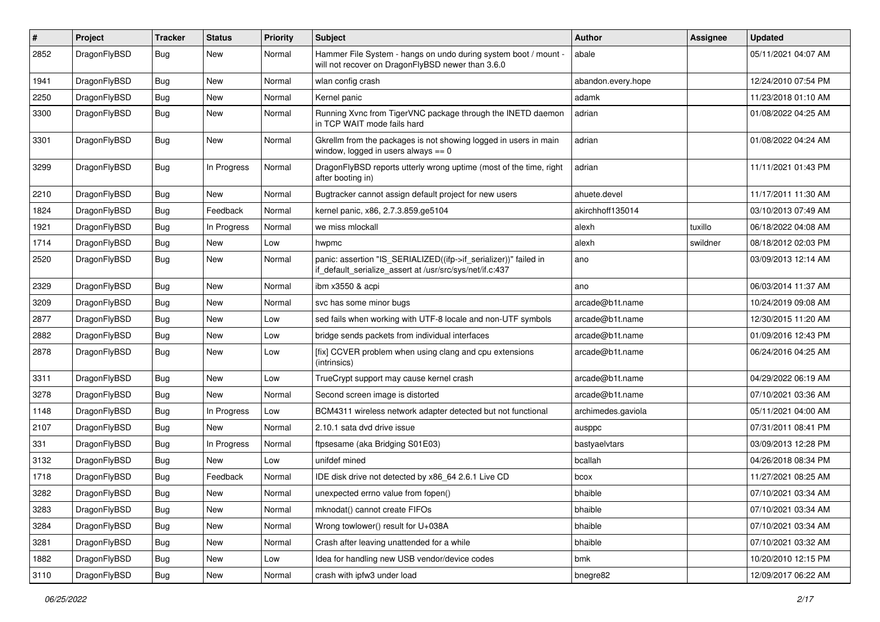| # | Project | Tracker | Status | Priority | Subject | Author | Assignee | Updated |
|---|---|---|---|---|---|---|---|---|
| 2852 | DragonFlyBSD | Bug | New | Normal | Hammer File System - hangs on undo during system boot / mount - will not recover on DragonFlyBSD newer than 3.6.0 | abale | | 05/11/2021 04:07 AM |
| 1941 | DragonFlyBSD | Bug | New | Normal | wlan config crash | abandon.every.hope | | 12/24/2010 07:54 PM |
| 2250 | DragonFlyBSD | Bug | New | Normal | Kernel panic | adamk | | 11/23/2018 01:10 AM |
| 3300 | DragonFlyBSD | Bug | New | Normal | Running Xvnc from TigerVNC package through the INETD daemon in TCP WAIT mode fails hard | adrian | | 01/08/2022 04:25 AM |
| 3301 | DragonFlyBSD | Bug | New | Normal | Gkrellm from the packages is not showing logged in users in main window, logged in users always == 0 | adrian | | 01/08/2022 04:24 AM |
| 3299 | DragonFlyBSD | Bug | In Progress | Normal | DragonFlyBSD reports utterly wrong uptime (most of the time, right after booting in) | adrian | | 11/11/2021 01:43 PM |
| 2210 | DragonFlyBSD | Bug | New | Normal | Bugtracker cannot assign default project for new users | ahuete.devel | | 11/17/2011 11:30 AM |
| 1824 | DragonFlyBSD | Bug | Feedback | Normal | kernel panic, x86, 2.7.3.859.ge5104 | akirchhoff135014 | | 03/10/2013 07:49 AM |
| 1921 | DragonFlyBSD | Bug | In Progress | Normal | we miss mlockall | alexh | tuxillo | 06/18/2022 04:08 AM |
| 1714 | DragonFlyBSD | Bug | New | Low | hwpmc | alexh | swildner | 08/18/2012 02:03 PM |
| 2520 | DragonFlyBSD | Bug | New | Normal | panic: assertion "IS_SERIALIZED((ifp->if_serializer))" failed in if_default_serialize_assert at /usr/src/sys/net/if.c:437 | ano | | 03/09/2013 12:14 AM |
| 2329 | DragonFlyBSD | Bug | New | Normal | ibm x3550 & acpi | ano | | 06/03/2014 11:37 AM |
| 3209 | DragonFlyBSD | Bug | New | Normal | svc has some minor bugs | arcade@b1t.name | | 10/24/2019 09:08 AM |
| 2877 | DragonFlyBSD | Bug | New | Low | sed fails when working with UTF-8 locale and non-UTF symbols | arcade@b1t.name | | 12/30/2015 11:20 AM |
| 2882 | DragonFlyBSD | Bug | New | Low | bridge sends packets from individual interfaces | arcade@b1t.name | | 01/09/2016 12:43 PM |
| 2878 | DragonFlyBSD | Bug | New | Low | [fix] CCVER problem when using clang and cpu extensions (intrinsics) | arcade@b1t.name | | 06/24/2016 04:25 AM |
| 3311 | DragonFlyBSD | Bug | New | Low | TrueCrypt support may cause kernel crash | arcade@b1t.name | | 04/29/2022 06:19 AM |
| 3278 | DragonFlyBSD | Bug | New | Normal | Second screen image is distorted | arcade@b1t.name | | 07/10/2021 03:36 AM |
| 1148 | DragonFlyBSD | Bug | In Progress | Low | BCM4311 wireless network adapter detected but not functional | archimedes.gaviola | | 05/11/2021 04:00 AM |
| 2107 | DragonFlyBSD | Bug | New | Normal | 2.10.1 sata dvd drive issue | ausppc | | 07/31/2011 08:41 PM |
| 331 | DragonFlyBSD | Bug | In Progress | Normal | ftpsesame (aka Bridging S01E03) | bastyaelvtars | | 03/09/2013 12:28 PM |
| 3132 | DragonFlyBSD | Bug | New | Low | unifdef mined | bcallah | | 04/26/2018 08:34 PM |
| 1718 | DragonFlyBSD | Bug | Feedback | Normal | IDE disk drive not detected by x86_64 2.6.1 Live CD | bcox | | 11/27/2021 08:25 AM |
| 3282 | DragonFlyBSD | Bug | New | Normal | unexpected errno value from fopen() | bhaible | | 07/10/2021 03:34 AM |
| 3283 | DragonFlyBSD | Bug | New | Normal | mknodat() cannot create FIFOs | bhaible | | 07/10/2021 03:34 AM |
| 3284 | DragonFlyBSD | Bug | New | Normal | Wrong towlower() result for U+038A | bhaible | | 07/10/2021 03:34 AM |
| 3281 | DragonFlyBSD | Bug | New | Normal | Crash after leaving unattended for a while | bhaible | | 07/10/2021 03:32 AM |
| 1882 | DragonFlyBSD | Bug | New | Low | Idea for handling new USB vendor/device codes | bmk | | 10/20/2010 12:15 PM |
| 3110 | DragonFlyBSD | Bug | New | Normal | crash with ipfw3 under load | bnegre82 | | 12/09/2017 06:22 AM |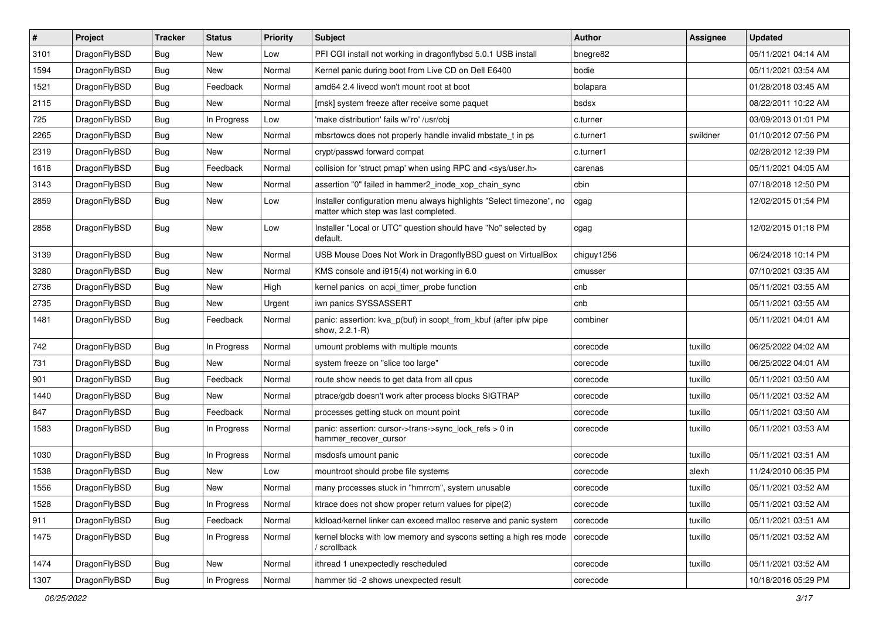| # | Project | Tracker | Status | Priority | Subject | Author | Assignee | Updated |
|---|---|---|---|---|---|---|---|---|
| 3101 | DragonFlyBSD | Bug | New | Low | PFI CGI install not working in dragonflybsd 5.0.1 USB install | bnegre82 | | 05/11/2021 04:14 AM |
| 1594 | DragonFlyBSD | Bug | New | Normal | Kernel panic during boot from Live CD on Dell E6400 | bodie | | 05/11/2021 03:54 AM |
| 1521 | DragonFlyBSD | Bug | Feedback | Normal | amd64 2.4 livecd won't mount root at boot | bolapara | | 01/28/2018 03:45 AM |
| 2115 | DragonFlyBSD | Bug | New | Normal | [msk] system freeze after receive some paquet | bsdsx | | 08/22/2011 10:22 AM |
| 725 | DragonFlyBSD | Bug | In Progress | Low | 'make distribution' fails w/'ro' /usr/obj | c.turner | | 03/09/2013 01:01 PM |
| 2265 | DragonFlyBSD | Bug | New | Normal | mbsrtowcs does not properly handle invalid mbstate_t in ps | c.turner1 | swildner | 01/10/2012 07:56 PM |
| 2319 | DragonFlyBSD | Bug | New | Normal | crypt/passwd forward compat | c.turner1 | | 02/28/2012 12:39 PM |
| 1618 | DragonFlyBSD | Bug | Feedback | Normal | collision for 'struct pmap' when using RPC and <sys/user.h> | carenas | | 05/11/2021 04:05 AM |
| 3143 | DragonFlyBSD | Bug | New | Normal | assertion "0" failed in hammer2_inode_xop_chain_sync | cbin | | 07/18/2018 12:50 PM |
| 2859 | DragonFlyBSD | Bug | New | Low | Installer configuration menu always highlights "Select timezone", no matter which step was last completed. | cgag | | 12/02/2015 01:54 PM |
| 2858 | DragonFlyBSD | Bug | New | Low | Installer "Local or UTC" question should have "No" selected by default. | cgag | | 12/02/2015 01:18 PM |
| 3139 | DragonFlyBSD | Bug | New | Normal | USB Mouse Does Not Work in DragonflyBSD guest on VirtualBox | chiguy1256 | | 06/24/2018 10:14 PM |
| 3280 | DragonFlyBSD | Bug | New | Normal | KMS console and i915(4) not working in 6.0 | cmusser | | 07/10/2021 03:35 AM |
| 2736 | DragonFlyBSD | Bug | New | High | kernel panics on acpi_timer_probe function | cnb | | 05/11/2021 03:55 AM |
| 2735 | DragonFlyBSD | Bug | New | Urgent | iwn panics SYSSASSERT | cnb | | 05/11/2021 03:55 AM |
| 1481 | DragonFlyBSD | Bug | Feedback | Normal | panic: assertion: kva_p(buf) in soopt_from_kbuf (after ipfw pipe show, 2.2.1-R) | combiner | | 05/11/2021 04:01 AM |
| 742 | DragonFlyBSD | Bug | In Progress | Normal | umount problems with multiple mounts | corecode | tuxillo | 06/25/2022 04:02 AM |
| 731 | DragonFlyBSD | Bug | New | Normal | system freeze on "slice too large" | corecode | tuxillo | 06/25/2022 04:01 AM |
| 901 | DragonFlyBSD | Bug | Feedback | Normal | route show needs to get data from all cpus | corecode | tuxillo | 05/11/2021 03:50 AM |
| 1440 | DragonFlyBSD | Bug | New | Normal | ptrace/gdb doesn't work after process blocks SIGTRAP | corecode | tuxillo | 05/11/2021 03:52 AM |
| 847 | DragonFlyBSD | Bug | Feedback | Normal | processes getting stuck on mount point | corecode | tuxillo | 05/11/2021 03:50 AM |
| 1583 | DragonFlyBSD | Bug | In Progress | Normal | panic: assertion: cursor->trans->sync_lock_refs > 0 in hammer_recover_cursor | corecode | tuxillo | 05/11/2021 03:53 AM |
| 1030 | DragonFlyBSD | Bug | In Progress | Normal | msdosfs umount panic | corecode | tuxillo | 05/11/2021 03:51 AM |
| 1538 | DragonFlyBSD | Bug | New | Low | mountroot should probe file systems | corecode | alexh | 11/24/2010 06:35 PM |
| 1556 | DragonFlyBSD | Bug | New | Normal | many processes stuck in "hmrrcm", system unusable | corecode | tuxillo | 05/11/2021 03:52 AM |
| 1528 | DragonFlyBSD | Bug | In Progress | Normal | ktrace does not show proper return values for pipe(2) | corecode | tuxillo | 05/11/2021 03:52 AM |
| 911 | DragonFlyBSD | Bug | Feedback | Normal | kldload/kernel linker can exceed malloc reserve and panic system | corecode | tuxillo | 05/11/2021 03:51 AM |
| 1475 | DragonFlyBSD | Bug | In Progress | Normal | kernel blocks with low memory and syscons setting a high res mode / scrollback | corecode | tuxillo | 05/11/2021 03:52 AM |
| 1474 | DragonFlyBSD | Bug | New | Normal | ithread 1 unexpectedly rescheduled | corecode | tuxillo | 05/11/2021 03:52 AM |
| 1307 | DragonFlyBSD | Bug | In Progress | Normal | hammer tid -2 shows unexpected result | corecode | | 10/18/2016 05:29 PM |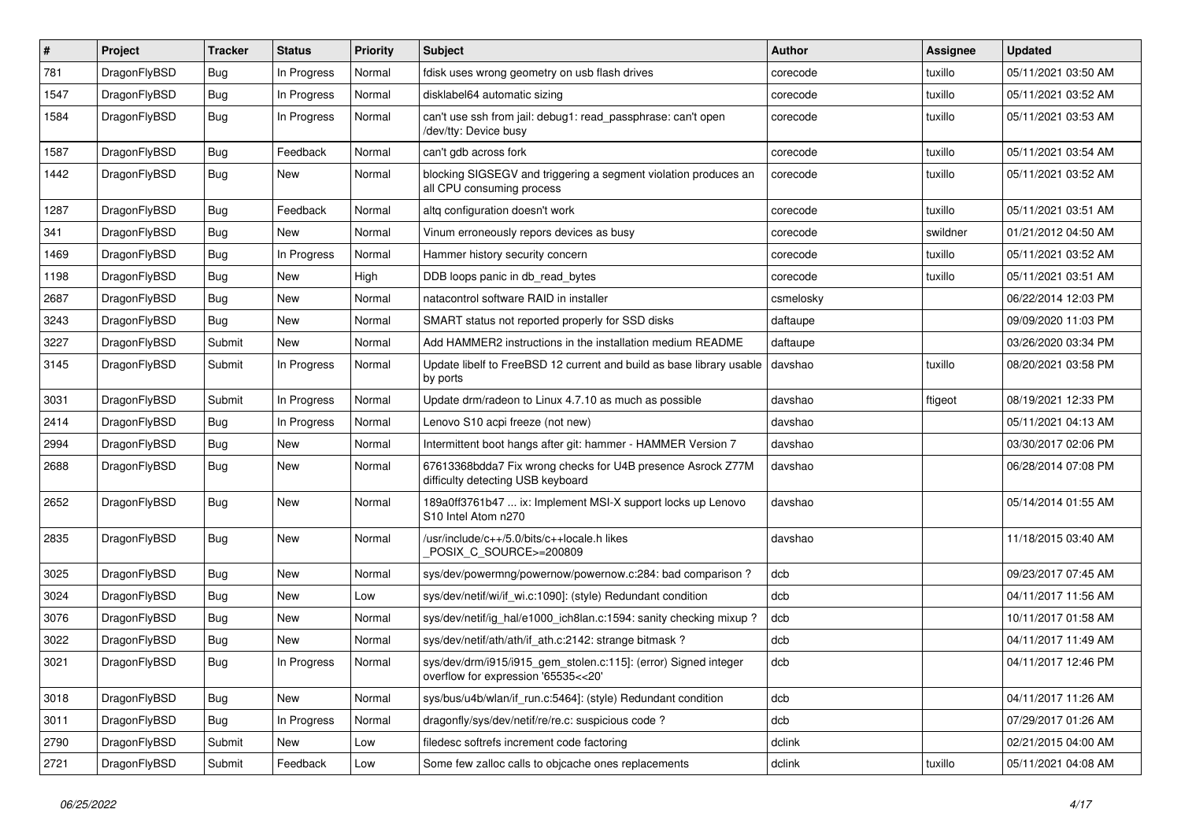| # | Project | Tracker | Status | Priority | Subject | Author | Assignee | Updated |
|---|---|---|---|---|---|---|---|---|
| 781 | DragonFlyBSD | Bug | In Progress | Normal | fdisk uses wrong geometry on usb flash drives | corecode | tuxillo | 05/11/2021 03:50 AM |
| 1547 | DragonFlyBSD | Bug | In Progress | Normal | disklabel64 automatic sizing | corecode | tuxillo | 05/11/2021 03:52 AM |
| 1584 | DragonFlyBSD | Bug | In Progress | Normal | can't use ssh from jail: debug1: read_passphrase: can't open /dev/tty: Device busy | corecode | tuxillo | 05/11/2021 03:53 AM |
| 1587 | DragonFlyBSD | Bug | Feedback | Normal | can't gdb across fork | corecode | tuxillo | 05/11/2021 03:54 AM |
| 1442 | DragonFlyBSD | Bug | New | Normal | blocking SIGSEGV and triggering a segment violation produces an all CPU consuming process | corecode | tuxillo | 05/11/2021 03:52 AM |
| 1287 | DragonFlyBSD | Bug | Feedback | Normal | altq configuration doesn't work | corecode | tuxillo | 05/11/2021 03:51 AM |
| 341 | DragonFlyBSD | Bug | New | Normal | Vinum erroneously repors devices as busy | corecode | swildner | 01/21/2012 04:50 AM |
| 1469 | DragonFlyBSD | Bug | In Progress | Normal | Hammer history security concern | corecode | tuxillo | 05/11/2021 03:52 AM |
| 1198 | DragonFlyBSD | Bug | New | High | DDB loops panic in db_read_bytes | corecode | tuxillo | 05/11/2021 03:51 AM |
| 2687 | DragonFlyBSD | Bug | New | Normal | natacontrol software RAID in installer | csmelosky | | 06/22/2014 12:03 PM |
| 3243 | DragonFlyBSD | Bug | New | Normal | SMART status not reported properly for SSD disks | daftaupe | | 09/09/2020 11:03 PM |
| 3227 | DragonFlyBSD | Submit | New | Normal | Add HAMMER2 instructions in the installation medium README | daftaupe | | 03/26/2020 03:34 PM |
| 3145 | DragonFlyBSD | Submit | In Progress | Normal | Update libelf to FreeBSD 12 current and build as base library usable by ports | davshao | tuxillo | 08/20/2021 03:58 PM |
| 3031 | DragonFlyBSD | Submit | In Progress | Normal | Update drm/radeon to Linux 4.7.10 as much as possible | davshao | ftigeot | 08/19/2021 12:33 PM |
| 2414 | DragonFlyBSD | Bug | In Progress | Normal | Lenovo S10 acpi freeze (not new) | davshao | | 05/11/2021 04:13 AM |
| 2994 | DragonFlyBSD | Bug | New | Normal | Intermittent boot hangs after git: hammer - HAMMER Version 7 | davshao | | 03/30/2017 02:06 PM |
| 2688 | DragonFlyBSD | Bug | New | Normal | 67613368bdda7 Fix wrong checks for U4B presence Asrock Z77M difficulty detecting USB keyboard | davshao | | 06/28/2014 07:08 PM |
| 2652 | DragonFlyBSD | Bug | New | Normal | 189a0ff3761b47 ... ix: Implement MSI-X support locks up Lenovo S10 Intel Atom n270 | davshao | | 05/14/2014 01:55 AM |
| 2835 | DragonFlyBSD | Bug | New | Normal | /usr/include/c++/5.0/bits/c++locale.h likes _POSIX_C_SOURCE>=200809 | davshao | | 11/18/2015 03:40 AM |
| 3025 | DragonFlyBSD | Bug | New | Normal | sys/dev/powermng/powernow/powernow.c:284: bad comparison ? | dcb | | 09/23/2017 07:45 AM |
| 3024 | DragonFlyBSD | Bug | New | Low | sys/dev/netif/wi/if_wi.c:1090]: (style) Redundant condition | dcb | | 04/11/2017 11:56 AM |
| 3076 | DragonFlyBSD | Bug | New | Normal | sys/dev/netif/ig_hal/e1000_ich8lan.c:1594: sanity checking mixup ? | dcb | | 10/11/2017 01:58 AM |
| 3022 | DragonFlyBSD | Bug | New | Normal | sys/dev/netif/ath/ath/if_ath.c:2142: strange bitmask ? | dcb | | 04/11/2017 11:49 AM |
| 3021 | DragonFlyBSD | Bug | In Progress | Normal | sys/dev/drm/i915/i915_gem_stolen.c:115]: (error) Signed integer overflow for expression '65535<<20' | dcb | | 04/11/2017 12:46 PM |
| 3018 | DragonFlyBSD | Bug | New | Normal | sys/bus/u4b/wlan/if_run.c:5464]: (style) Redundant condition | dcb | | 04/11/2017 11:26 AM |
| 3011 | DragonFlyBSD | Bug | In Progress | Normal | dragonfly/sys/dev/netif/re/re.c: suspicious code ? | dcb | | 07/29/2017 01:26 AM |
| 2790 | DragonFlyBSD | Submit | New | Low | filedesc softrefs increment code factoring | dclink | | 02/21/2015 04:00 AM |
| 2721 | DragonFlyBSD | Submit | Feedback | Low | Some few zalloc calls to objcache ones replacements | dclink | tuxillo | 05/11/2021 04:08 AM |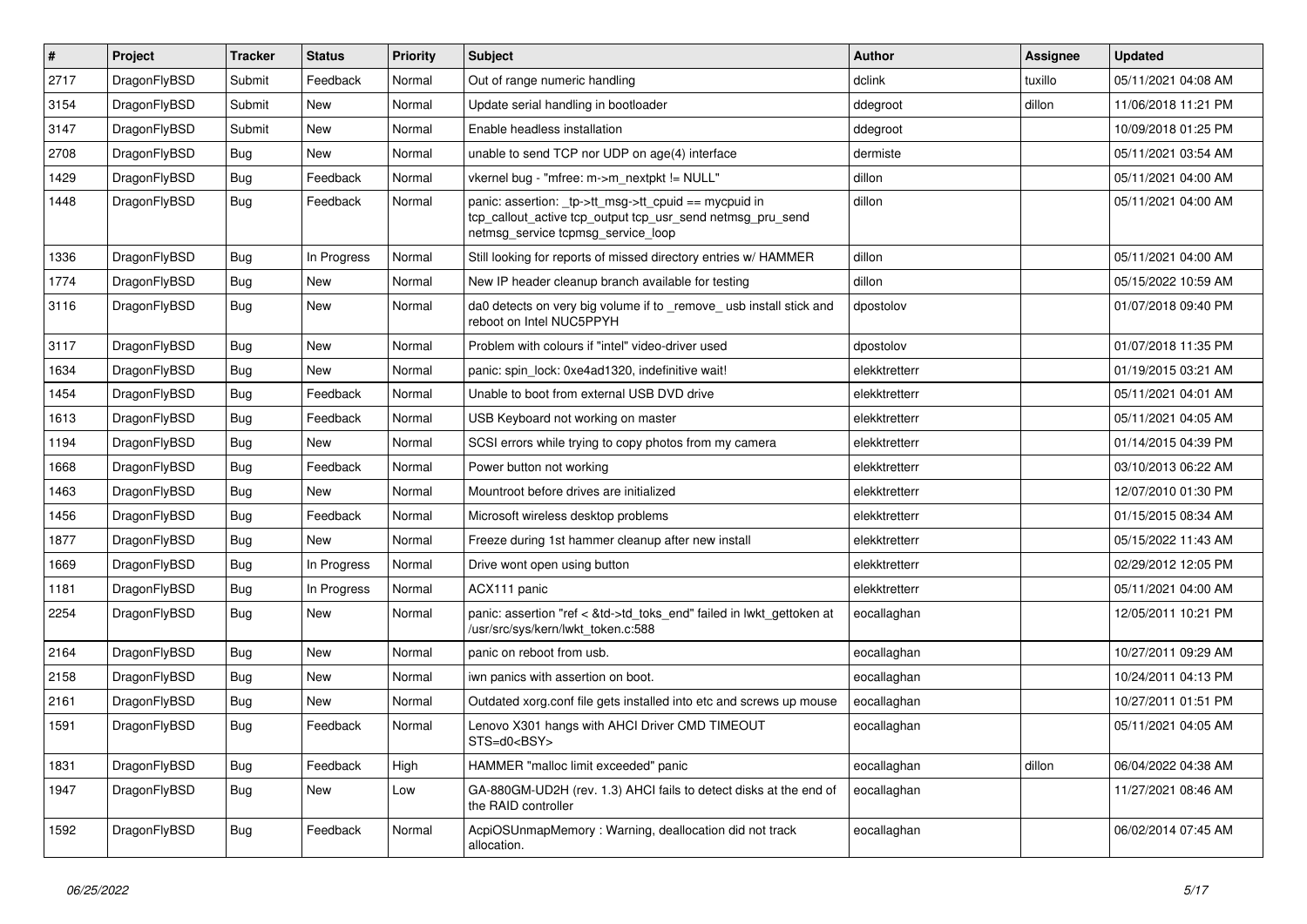| # | Project | Tracker | Status | Priority | Subject | Author | Assignee | Updated |
|---|---|---|---|---|---|---|---|---|
| 2717 | DragonFlyBSD | Submit | Feedback | Normal | Out of range numeric handling | dclink | tuxillo | 05/11/2021 04:08 AM |
| 3154 | DragonFlyBSD | Submit | New | Normal | Update serial handling in bootloader | ddegroot | dillon | 11/06/2018 11:21 PM |
| 3147 | DragonFlyBSD | Submit | New | Normal | Enable headless installation | ddegroot | | 10/09/2018 01:25 PM |
| 2708 | DragonFlyBSD | Bug | New | Normal | unable to send TCP nor UDP on age(4) interface | dermiste | | 05/11/2021 03:54 AM |
| 1429 | DragonFlyBSD | Bug | Feedback | Normal | vkernel bug - "mfree: m->m_nextpkt != NULL" | dillon | | 05/11/2021 04:00 AM |
| 1448 | DragonFlyBSD | Bug | Feedback | Normal | panic: assertion: _tp->tt_msg->tt_cpuid == mycpuid in tcp_callout_active tcp_output tcp_usr_send netmsg_pru_send netmsg_service tcpmsg_service_loop | dillon | | 05/11/2021 04:00 AM |
| 1336 | DragonFlyBSD | Bug | In Progress | Normal | Still looking for reports of missed directory entries w/ HAMMER | dillon | | 05/11/2021 04:00 AM |
| 1774 | DragonFlyBSD | Bug | New | Normal | New IP header cleanup branch available for testing | dillon | | 05/15/2022 10:59 AM |
| 3116 | DragonFlyBSD | Bug | New | Normal | da0 detects on very big volume if to _remove_ usb install stick and reboot on Intel NUC5PPYH | dpostolov | | 01/07/2018 09:40 PM |
| 3117 | DragonFlyBSD | Bug | New | Normal | Problem with colours if "intel" video-driver used | dpostolov | | 01/07/2018 11:35 PM |
| 1634 | DragonFlyBSD | Bug | New | Normal | panic: spin_lock: 0xe4ad1320, indefinitive wait! | elekktretterr | | 01/19/2015 03:21 AM |
| 1454 | DragonFlyBSD | Bug | Feedback | Normal | Unable to boot from external USB DVD drive | elekktretterr | | 05/11/2021 04:01 AM |
| 1613 | DragonFlyBSD | Bug | Feedback | Normal | USB Keyboard not working on master | elekktretterr | | 05/11/2021 04:05 AM |
| 1194 | DragonFlyBSD | Bug | New | Normal | SCSI errors while trying to copy photos from my camera | elekktretterr | | 01/14/2015 04:39 PM |
| 1668 | DragonFlyBSD | Bug | Feedback | Normal | Power button not working | elekktretterr | | 03/10/2013 06:22 AM |
| 1463 | DragonFlyBSD | Bug | New | Normal | Mountroot before drives are initialized | elekktretterr | | 12/07/2010 01:30 PM |
| 1456 | DragonFlyBSD | Bug | Feedback | Normal | Microsoft wireless desktop problems | elekktretterr | | 01/15/2015 08:34 AM |
| 1877 | DragonFlyBSD | Bug | New | Normal | Freeze during 1st hammer cleanup after new install | elekktretterr | | 05/15/2022 11:43 AM |
| 1669 | DragonFlyBSD | Bug | In Progress | Normal | Drive wont open using button | elekktretterr | | 02/29/2012 12:05 PM |
| 1181 | DragonFlyBSD | Bug | In Progress | Normal | ACX111 panic | elekktretterr | | 05/11/2021 04:00 AM |
| 2254 | DragonFlyBSD | Bug | New | Normal | panic: assertion "ref < &td->td_toks_end" failed in lwkt_gettoken at /usr/src/sys/kern/lwkt_token.c:588 | eocallaghan | | 12/05/2011 10:21 PM |
| 2164 | DragonFlyBSD | Bug | New | Normal | panic on reboot from usb. | eocallaghan | | 10/27/2011 09:29 AM |
| 2158 | DragonFlyBSD | Bug | New | Normal | iwn panics with assertion on boot. | eocallaghan | | 10/24/2011 04:13 PM |
| 2161 | DragonFlyBSD | Bug | New | Normal | Outdated xorg.conf file gets installed into etc and screws up mouse | eocallaghan | | 10/27/2011 01:51 PM |
| 1591 | DragonFlyBSD | Bug | Feedback | Normal | Lenovo X301 hangs with AHCI Driver CMD TIMEOUT STS=d0<BSY> | eocallaghan | | 05/11/2021 04:05 AM |
| 1831 | DragonFlyBSD | Bug | Feedback | High | HAMMER "malloc limit exceeded" panic | eocallaghan | dillon | 06/04/2022 04:38 AM |
| 1947 | DragonFlyBSD | Bug | New | Low | GA-880GM-UD2H (rev. 1.3) AHCI fails to detect disks at the end of the RAID controller | eocallaghan | | 11/27/2021 08:46 AM |
| 1592 | DragonFlyBSD | Bug | Feedback | Normal | AcpiOSUnmapMemory : Warning, deallocation did not track allocation. | eocallaghan | | 06/02/2014 07:45 AM |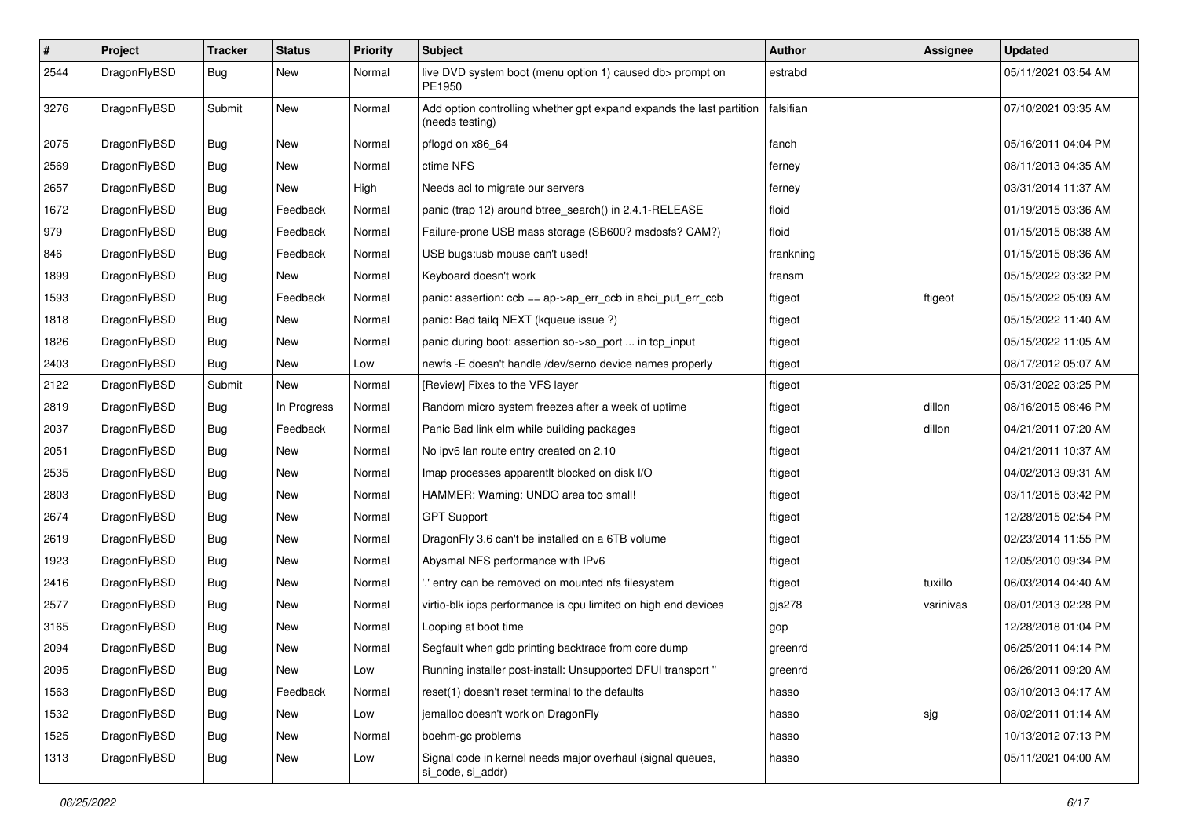| # | Project | Tracker | Status | Priority | Subject | Author | Assignee | Updated |
| --- | --- | --- | --- | --- | --- | --- | --- | --- |
| 2544 | DragonFlyBSD | Bug | New | Normal | live DVD system boot (menu option 1) caused db> prompt on PE1950 | estrabd | | 05/11/2021 03:54 AM |
| 3276 | DragonFlyBSD | Submit | New | Normal | Add option controlling whether gpt expand expands the last partition (needs testing) | falsifian | | 07/10/2021 03:35 AM |
| 2075 | DragonFlyBSD | Bug | New | Normal | pflogd on x86_64 | fanch | | 05/16/2011 04:04 PM |
| 2569 | DragonFlyBSD | Bug | New | Normal | ctime NFS | ferney | | 08/11/2013 04:35 AM |
| 2657 | DragonFlyBSD | Bug | New | High | Needs acl to migrate our servers | ferney | | 03/31/2014 11:37 AM |
| 1672 | DragonFlyBSD | Bug | Feedback | Normal | panic (trap 12) around btree_search() in 2.4.1-RELEASE | floid | | 01/19/2015 03:36 AM |
| 979 | DragonFlyBSD | Bug | Feedback | Normal | Failure-prone USB mass storage (SB600? msdosfs? CAM?) | floid | | 01/15/2015 08:38 AM |
| 846 | DragonFlyBSD | Bug | Feedback | Normal | USB bugs:usb mouse can't used! | frankning | | 01/15/2015 08:36 AM |
| 1899 | DragonFlyBSD | Bug | New | Normal | Keyboard doesn't work | fransm | | 05/15/2022 03:32 PM |
| 1593 | DragonFlyBSD | Bug | Feedback | Normal | panic: assertion: ccb == ap->ap_err_ccb in ahci_put_err_ccb | ftigeot | ftigeot | 05/15/2022 05:09 AM |
| 1818 | DragonFlyBSD | Bug | New | Normal | panic: Bad tailq NEXT (kqueue issue ?) | ftigeot | | 05/15/2022 11:40 AM |
| 1826 | DragonFlyBSD | Bug | New | Normal | panic during boot: assertion so->so_port ... in tcp_input | ftigeot | | 05/15/2022 11:05 AM |
| 2403 | DragonFlyBSD | Bug | New | Low | newfs -E doesn't handle /dev/serno device names properly | ftigeot | | 08/17/2012 05:07 AM |
| 2122 | DragonFlyBSD | Submit | New | Normal | [Review] Fixes to the VFS layer | ftigeot | | 05/31/2022 03:25 PM |
| 2819 | DragonFlyBSD | Bug | In Progress | Normal | Random micro system freezes after a week of uptime | ftigeot | dillon | 08/16/2015 08:46 PM |
| 2037 | DragonFlyBSD | Bug | Feedback | Normal | Panic Bad link elm while building packages | ftigeot | dillon | 04/21/2011 07:20 AM |
| 2051 | DragonFlyBSD | Bug | New | Normal | No ipv6 lan route entry created on 2.10 | ftigeot | | 04/21/2011 10:37 AM |
| 2535 | DragonFlyBSD | Bug | New | Normal | Imap processes apparentlt blocked on disk I/O | ftigeot | | 04/02/2013 09:31 AM |
| 2803 | DragonFlyBSD | Bug | New | Normal | HAMMER: Warning: UNDO area too small! | ftigeot | | 03/11/2015 03:42 PM |
| 2674 | DragonFlyBSD | Bug | New | Normal | GPT Support | ftigeot | | 12/28/2015 02:54 PM |
| 2619 | DragonFlyBSD | Bug | New | Normal | DragonFly 3.6 can't be installed on a 6TB volume | ftigeot | | 02/23/2014 11:55 PM |
| 1923 | DragonFlyBSD | Bug | New | Normal | Abysmal NFS performance with IPv6 | ftigeot | | 12/05/2010 09:34 PM |
| 2416 | DragonFlyBSD | Bug | New | Normal | '.' entry can be removed on mounted nfs filesystem | ftigeot | tuxillo | 06/03/2014 04:40 AM |
| 2577 | DragonFlyBSD | Bug | New | Normal | virtio-blk iops performance is cpu limited on high end devices | gjs278 | vsrinivas | 08/01/2013 02:28 PM |
| 3165 | DragonFlyBSD | Bug | New | Normal | Looping at boot time | gop | | 12/28/2018 01:04 PM |
| 2094 | DragonFlyBSD | Bug | New | Normal | Segfault when gdb printing backtrace from core dump | greenrd | | 06/25/2011 04:14 PM |
| 2095 | DragonFlyBSD | Bug | New | Low | Running installer post-install: Unsupported DFUI transport " | greenrd | | 06/26/2011 09:20 AM |
| 1563 | DragonFlyBSD | Bug | Feedback | Normal | reset(1) doesn't reset terminal to the defaults | hasso | | 03/10/2013 04:17 AM |
| 1532 | DragonFlyBSD | Bug | New | Low | jemalloc doesn't work on DragonFly | hasso | sjg | 08/02/2011 01:14 AM |
| 1525 | DragonFlyBSD | Bug | New | Normal | boehm-gc problems | hasso | | 10/13/2012 07:13 PM |
| 1313 | DragonFlyBSD | Bug | New | Low | Signal code in kernel needs major overhaul (signal queues, si_code, si_addr) | hasso | | 05/11/2021 04:00 AM |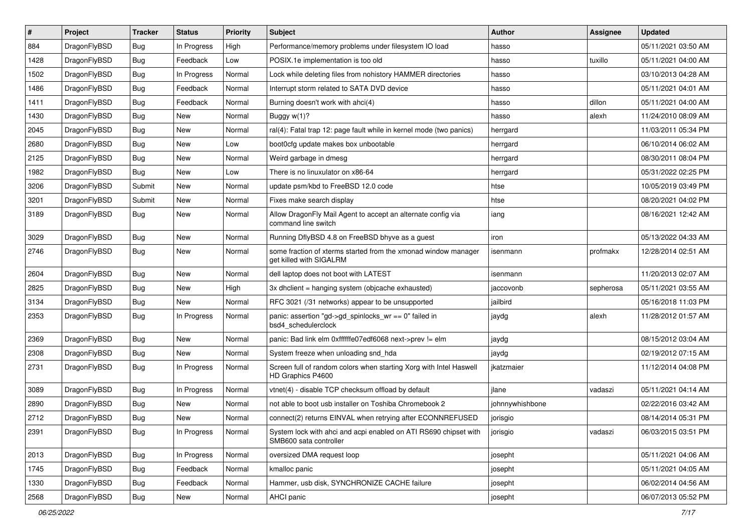| # | Project | Tracker | Status | Priority | Subject | Author | Assignee | Updated |
|---|---|---|---|---|---|---|---|---|
| 884 | DragonFlyBSD | Bug | In Progress | High | Performance/memory problems under filesystem IO load | hasso | | 05/11/2021 03:50 AM |
| 1428 | DragonFlyBSD | Bug | Feedback | Low | POSIX.1e implementation is too old | hasso | tuxillo | 05/11/2021 04:00 AM |
| 1502 | DragonFlyBSD | Bug | In Progress | Normal | Lock while deleting files from nohistory HAMMER directories | hasso | | 03/10/2013 04:28 AM |
| 1486 | DragonFlyBSD | Bug | Feedback | Normal | Interrupt storm related to SATA DVD device | hasso | | 05/11/2021 04:01 AM |
| 1411 | DragonFlyBSD | Bug | Feedback | Normal | Burning doesn't work with ahci(4) | hasso | dillon | 05/11/2021 04:00 AM |
| 1430 | DragonFlyBSD | Bug | New | Normal | Buggy w(1)? | hasso | alexh | 11/24/2010 08:09 AM |
| 2045 | DragonFlyBSD | Bug | New | Normal | ral(4): Fatal trap 12: page fault while in kernel mode (two panics) | herrgard | | 11/03/2011 05:34 PM |
| 2680 | DragonFlyBSD | Bug | New | Low | boot0cfg update makes box unbootable | herrgard | | 06/10/2014 06:02 AM |
| 2125 | DragonFlyBSD | Bug | New | Normal | Weird garbage in dmesg | herrgard | | 08/30/2011 08:04 PM |
| 1982 | DragonFlyBSD | Bug | New | Low | There is no linuxulator on x86-64 | herrgard | | 05/31/2022 02:25 PM |
| 3206 | DragonFlyBSD | Submit | New | Normal | update psm/kbd to FreeBSD 12.0 code | htse | | 10/05/2019 03:49 PM |
| 3201 | DragonFlyBSD | Submit | New | Normal | Fixes make search display | htse | | 08/20/2021 04:02 PM |
| 3189 | DragonFlyBSD | Bug | New | Normal | Allow DragonFly Mail Agent to accept an alternate config via command line switch | iang | | 08/16/2021 12:42 AM |
| 3029 | DragonFlyBSD | Bug | New | Normal | Running DflyBSD 4.8 on FreeBSD bhyve as a guest | iron | | 05/13/2022 04:33 AM |
| 2746 | DragonFlyBSD | Bug | New | Normal | some fraction of xterms started from the xmonad window manager get killed with SIGALRM | isenmann | profmakx | 12/28/2014 02:51 AM |
| 2604 | DragonFlyBSD | Bug | New | Normal | dell laptop does not boot with LATEST | isenmann | | 11/20/2013 02:07 AM |
| 2825 | DragonFlyBSD | Bug | New | High | 3x dhclient = hanging system (objcache exhausted) | jaccovonb | sepherosa | 05/11/2021 03:55 AM |
| 3134 | DragonFlyBSD | Bug | New | Normal | RFC 3021 (/31 networks) appear to be unsupported | jailbird | | 05/16/2018 11:03 PM |
| 2353 | DragonFlyBSD | Bug | In Progress | Normal | panic: assertion "gd->gd_spinlocks_wr == 0" failed in bsd4_schedulerclock | jaydg | alexh | 11/28/2012 01:57 AM |
| 2369 | DragonFlyBSD | Bug | New | Normal | panic: Bad link elm 0xffffffe07edf6068 next->prev != elm | jaydg | | 08/15/2012 03:04 AM |
| 2308 | DragonFlyBSD | Bug | New | Normal | System freeze when unloading snd_hda | jaydg | | 02/19/2012 07:15 AM |
| 2731 | DragonFlyBSD | Bug | In Progress | Normal | Screen full of random colors when starting Xorg with Intel Haswell HD Graphics P4600 | jkatzmaier | | 11/12/2014 04:08 PM |
| 3089 | DragonFlyBSD | Bug | In Progress | Normal | vtnet(4) - disable TCP checksum offload by default | jlane | vadaszi | 05/11/2021 04:14 AM |
| 2890 | DragonFlyBSD | Bug | New | Normal | not able to boot usb installer on Toshiba Chromebook 2 | johnnywhishbone | | 02/22/2016 03:42 AM |
| 2712 | DragonFlyBSD | Bug | New | Normal | connect(2) returns EINVAL when retrying after ECONNREFUSED | jorisgio | | 08/14/2014 05:31 PM |
| 2391 | DragonFlyBSD | Bug | In Progress | Normal | System lock with ahci and acpi enabled on ATI RS690 chipset with SMB600 sata controller | jorisgio | vadaszi | 06/03/2015 03:51 PM |
| 2013 | DragonFlyBSD | Bug | In Progress | Normal | oversized DMA request loop | josepht | | 05/11/2021 04:06 AM |
| 1745 | DragonFlyBSD | Bug | Feedback | Normal | kmalloc panic | josepht | | 05/11/2021 04:05 AM |
| 1330 | DragonFlyBSD | Bug | Feedback | Normal | Hammer, usb disk, SYNCHRONIZE CACHE failure | josepht | | 06/02/2014 04:56 AM |
| 2568 | DragonFlyBSD | Bug | New | Normal | AHCI panic | josepht | | 06/07/2013 05:52 PM |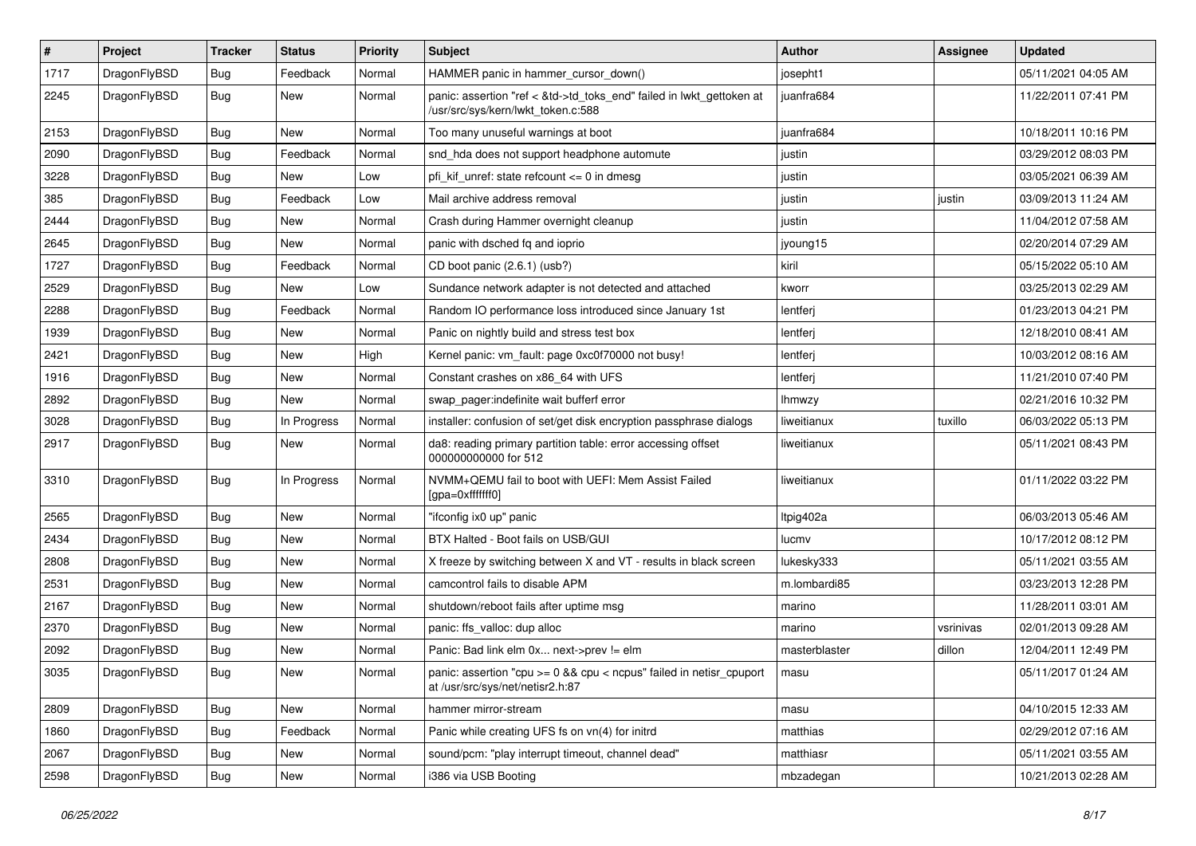| # | Project | Tracker | Status | Priority | Subject | Author | Assignee | Updated |
|---|---|---|---|---|---|---|---|---|
| 1717 | DragonFlyBSD | Bug | Feedback | Normal | HAMMER panic in hammer_cursor_down() | josepht1 | | 05/11/2021 04:05 AM |
| 2245 | DragonFlyBSD | Bug | New | Normal | panic: assertion "ref < &td->td_toks_end" failed in lwkt_gettoken at /usr/src/sys/kern/lwkt_token.c:588 | juanfra684 | | 11/22/2011 07:41 PM |
| 2153 | DragonFlyBSD | Bug | New | Normal | Too many unuseful warnings at boot | juanfra684 | | 10/18/2011 10:16 PM |
| 2090 | DragonFlyBSD | Bug | Feedback | Normal | snd_hda does not support headphone automute | justin | | 03/29/2012 08:03 PM |
| 3228 | DragonFlyBSD | Bug | New | Low | pfi_kif_unref: state refcount <= 0 in dmesg | justin | | 03/05/2021 06:39 AM |
| 385 | DragonFlyBSD | Bug | Feedback | Low | Mail archive address removal | justin | justin | 03/09/2013 11:24 AM |
| 2444 | DragonFlyBSD | Bug | New | Normal | Crash during Hammer overnight cleanup | justin | | 11/04/2012 07:58 AM |
| 2645 | DragonFlyBSD | Bug | New | Normal | panic with dsched fq and ioprio | jyoung15 | | 02/20/2014 07:29 AM |
| 1727 | DragonFlyBSD | Bug | Feedback | Normal | CD boot panic (2.6.1) (usb?) | kiril | | 05/15/2022 05:10 AM |
| 2529 | DragonFlyBSD | Bug | New | Low | Sundance network adapter is not detected and attached | kworr | | 03/25/2013 02:29 AM |
| 2288 | DragonFlyBSD | Bug | Feedback | Normal | Random IO performance loss introduced since January 1st | lentferj | | 01/23/2013 04:21 PM |
| 1939 | DragonFlyBSD | Bug | New | Normal | Panic on nightly build and stress test box | lentferj | | 12/18/2010 08:41 AM |
| 2421 | DragonFlyBSD | Bug | New | High | Kernel panic: vm_fault: page 0xc0f70000 not busy! | lentferj | | 10/03/2012 08:16 AM |
| 1916 | DragonFlyBSD | Bug | New | Normal | Constant crashes on x86_64 with UFS | lentferj | | 11/21/2010 07:40 PM |
| 2892 | DragonFlyBSD | Bug | New | Normal | swap_pager:indefinite wait bufferf error | lhmwzy | | 02/21/2016 10:32 PM |
| 3028 | DragonFlyBSD | Bug | In Progress | Normal | installer: confusion of set/get disk encryption passphrase dialogs | liweitianux | tuxillo | 06/03/2022 05:13 PM |
| 2917 | DragonFlyBSD | Bug | New | Normal | da8: reading primary partition table: error accessing offset 000000000000 for 512 | liweitianux | | 05/11/2021 08:43 PM |
| 3310 | DragonFlyBSD | Bug | In Progress | Normal | NVMM+QEMU fail to boot with UEFI: Mem Assist Failed [gpa=0xfffffff0] | liweitianux | | 01/11/2022 03:22 PM |
| 2565 | DragonFlyBSD | Bug | New | Normal | "ifconfig ix0 up" panic | ltpig402a | | 06/03/2013 05:46 AM |
| 2434 | DragonFlyBSD | Bug | New | Normal | BTX Halted - Boot fails on USB/GUI | lucmv | | 10/17/2012 08:12 PM |
| 2808 | DragonFlyBSD | Bug | New | Normal | X freeze by switching between X and VT - results in black screen | lukesky333 | | 05/11/2021 03:55 AM |
| 2531 | DragonFlyBSD | Bug | New | Normal | camcontrol fails to disable APM | m.lombardi85 | | 03/23/2013 12:28 PM |
| 2167 | DragonFlyBSD | Bug | New | Normal | shutdown/reboot fails after uptime msg | marino | | 11/28/2011 03:01 AM |
| 2370 | DragonFlyBSD | Bug | New | Normal | panic: ffs_valloc: dup alloc | marino | vsrinivas | 02/01/2013 09:28 AM |
| 2092 | DragonFlyBSD | Bug | New | Normal | Panic: Bad link elm 0x... next->prev != elm | masterblaster | dillon | 12/04/2011 12:49 PM |
| 3035 | DragonFlyBSD | Bug | New | Normal | panic: assertion "cpu >= 0 && cpu < ncpus" failed in netisr_cpuport at /usr/src/sys/net/netisr2.h:87 | masu | | 05/11/2017 01:24 AM |
| 2809 | DragonFlyBSD | Bug | New | Normal | hammer mirror-stream | masu | | 04/10/2015 12:33 AM |
| 1860 | DragonFlyBSD | Bug | Feedback | Normal | Panic while creating UFS fs on vn(4) for initrd | matthias | | 02/29/2012 07:16 AM |
| 2067 | DragonFlyBSD | Bug | New | Normal | sound/pcm: "play interrupt timeout, channel dead" | matthiasr | | 05/11/2021 03:55 AM |
| 2598 | DragonFlyBSD | Bug | New | Normal | i386 via USB Booting | mbzadegan | | 10/21/2013 02:28 AM |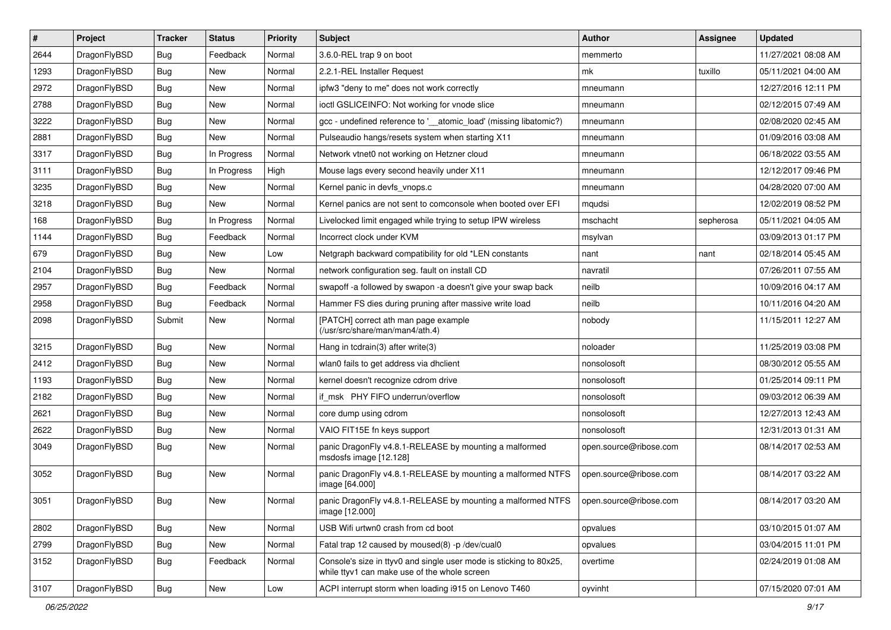| # | Project | Tracker | Status | Priority | Subject | Author | Assignee | Updated |
|---|---|---|---|---|---|---|---|---|
| 2644 | DragonFlyBSD | Bug | Feedback | Normal | 3.6.0-REL trap 9 on boot | memmerto | | 11/27/2021 08:08 AM |
| 1293 | DragonFlyBSD | Bug | New | Normal | 2.2.1-REL Installer Request | mk | tuxillo | 05/11/2021 04:00 AM |
| 2972 | DragonFlyBSD | Bug | New | Normal | ipfw3 "deny to me" does not work correctly | mneumann | | 12/27/2016 12:11 PM |
| 2788 | DragonFlyBSD | Bug | New | Normal | ioctl GSLICEINFO: Not working for vnode slice | mneumann | | 02/12/2015 07:49 AM |
| 3222 | DragonFlyBSD | Bug | New | Normal | gcc - undefined reference to '__atomic_load' (missing libatomic?) | mneumann | | 02/08/2020 02:45 AM |
| 2881 | DragonFlyBSD | Bug | New | Normal | Pulseaudio hangs/resets system when starting X11 | mneumann | | 01/09/2016 03:08 AM |
| 3317 | DragonFlyBSD | Bug | In Progress | Normal | Network vtnet0 not working on Hetzner cloud | mneumann | | 06/18/2022 03:55 AM |
| 3111 | DragonFlyBSD | Bug | In Progress | High | Mouse lags every second heavily under X11 | mneumann | | 12/12/2017 09:46 PM |
| 3235 | DragonFlyBSD | Bug | New | Normal | Kernel panic in devfs_vnops.c | mneumann | | 04/28/2020 07:00 AM |
| 3218 | DragonFlyBSD | Bug | New | Normal | Kernel panics are not sent to comconsole when booted over EFI | mqudsi | | 12/02/2019 08:52 PM |
| 168 | DragonFlyBSD | Bug | In Progress | Normal | Livelocked limit engaged while trying to setup IPW wireless | mschacht | sepherosa | 05/11/2021 04:05 AM |
| 1144 | DragonFlyBSD | Bug | Feedback | Normal | Incorrect clock under KVM | msylvan | | 03/09/2013 01:17 PM |
| 679 | DragonFlyBSD | Bug | New | Low | Netgraph backward compatibility for old *LEN constants | nant | nant | 02/18/2014 05:45 AM |
| 2104 | DragonFlyBSD | Bug | New | Normal | network configuration seg. fault on install CD | navratil | | 07/26/2011 07:55 AM |
| 2957 | DragonFlyBSD | Bug | Feedback | Normal | swapoff -a followed by swapon -a doesn't give your swap back | neilb | | 10/09/2016 04:17 AM |
| 2958 | DragonFlyBSD | Bug | Feedback | Normal | Hammer FS dies during pruning after massive write load | neilb | | 10/11/2016 04:20 AM |
| 2098 | DragonFlyBSD | Submit | New | Normal | [PATCH] correct ath man page example (/usr/src/share/man/man4/ath.4) | nobody | | 11/15/2011 12:27 AM |
| 3215 | DragonFlyBSD | Bug | New | Normal | Hang in tcdrain(3) after write(3) | noloader | | 11/25/2019 03:08 PM |
| 2412 | DragonFlyBSD | Bug | New | Normal | wlan0 fails to get address via dhclient | nonsolosoft | | 08/30/2012 05:55 AM |
| 1193 | DragonFlyBSD | Bug | New | Normal | kernel doesn't recognize cdrom drive | nonsolosoft | | 01/25/2014 09:11 PM |
| 2182 | DragonFlyBSD | Bug | New | Normal | if_msk PHY FIFO underrun/overflow | nonsolosoft | | 09/03/2012 06:39 AM |
| 2621 | DragonFlyBSD | Bug | New | Normal | core dump using cdrom | nonsolosoft | | 12/27/2013 12:43 AM |
| 2622 | DragonFlyBSD | Bug | New | Normal | VAIO FIT15E fn keys support | nonsolosoft | | 12/31/2013 01:31 AM |
| 3049 | DragonFlyBSD | Bug | New | Normal | panic DragonFly v4.8.1-RELEASE by mounting a malformed msdosfs image [12.128] | open.source@ribose.com | | 08/14/2017 02:53 AM |
| 3052 | DragonFlyBSD | Bug | New | Normal | panic DragonFly v4.8.1-RELEASE by mounting a malformed NTFS image [64.000] | open.source@ribose.com | | 08/14/2017 03:22 AM |
| 3051 | DragonFlyBSD | Bug | New | Normal | panic DragonFly v4.8.1-RELEASE by mounting a malformed NTFS image [12.000] | open.source@ribose.com | | 08/14/2017 03:20 AM |
| 2802 | DragonFlyBSD | Bug | New | Normal | USB Wifi urtwn0 crash from cd boot | opvalues | | 03/10/2015 01:07 AM |
| 2799 | DragonFlyBSD | Bug | New | Normal | Fatal trap 12 caused by moused(8) -p /dev/cual0 | opvalues | | 03/04/2015 11:01 PM |
| 3152 | DragonFlyBSD | Bug | Feedback | Normal | Console's size in ttyv0 and single user mode is sticking to 80x25, while ttyv1 can make use of the whole screen | overtime | | 02/24/2019 01:08 AM |
| 3107 | DragonFlyBSD | Bug | New | Low | ACPI interrupt storm when loading i915 on Lenovo T460 | oyvinht | | 07/15/2020 07:01 AM |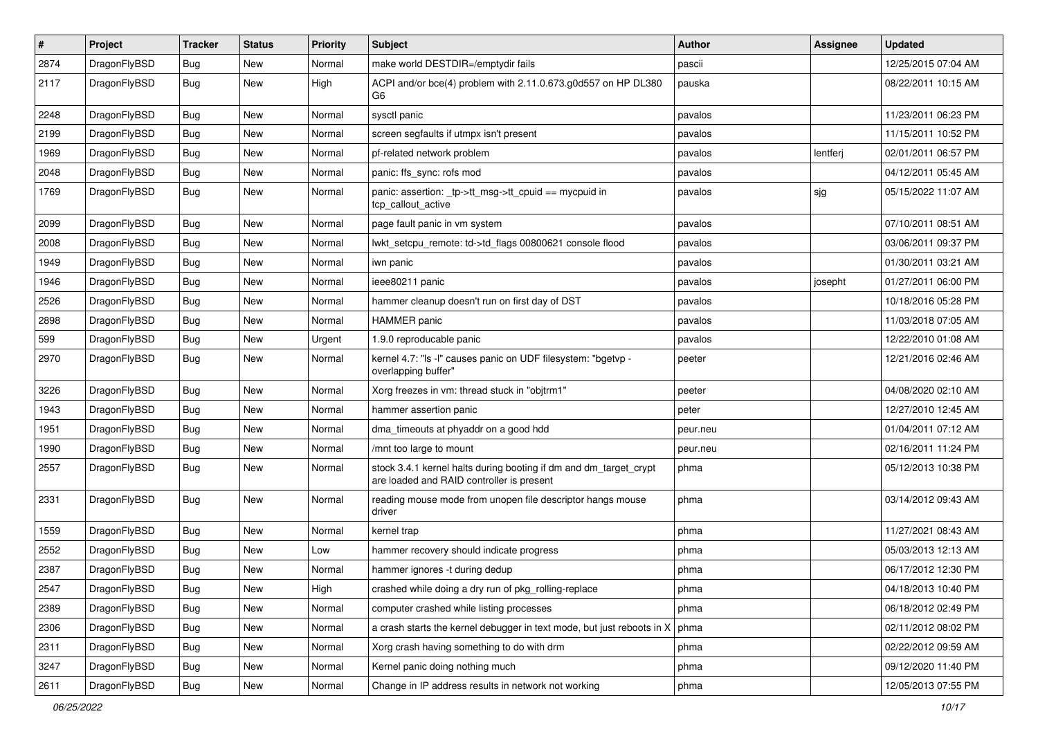| # | Project | Tracker | Status | Priority | Subject | Author | Assignee | Updated |
|---|---|---|---|---|---|---|---|---|
| 2874 | DragonFlyBSD | Bug | New | Normal | make world DESTDIR=/emptydir fails | pascii | | 12/25/2015 07:04 AM |
| 2117 | DragonFlyBSD | Bug | New | High | ACPI and/or bce(4) problem with 2.11.0.673.g0d557 on HP DL380 G6 | pauska | | 08/22/2011 10:15 AM |
| 2248 | DragonFlyBSD | Bug | New | Normal | sysctl panic | pavalos | | 11/23/2011 06:23 PM |
| 2199 | DragonFlyBSD | Bug | New | Normal | screen segfaults if utmpx isn't present | pavalos | | 11/15/2011 10:52 PM |
| 1969 | DragonFlyBSD | Bug | New | Normal | pf-related network problem | pavalos | lentferj | 02/01/2011 06:57 PM |
| 2048 | DragonFlyBSD | Bug | New | Normal | panic: ffs_sync: rofs mod | pavalos | | 04/12/2011 05:45 AM |
| 1769 | DragonFlyBSD | Bug | New | Normal | panic: assertion: _tp->tt_msg->tt_cpuid == mycpuid in tcp_callout_active | pavalos | sjg | 05/15/2022 11:07 AM |
| 2099 | DragonFlyBSD | Bug | New | Normal | page fault panic in vm system | pavalos | | 07/10/2011 08:51 AM |
| 2008 | DragonFlyBSD | Bug | New | Normal | lwkt_setcpu_remote: td->td_flags 00800621 console flood | pavalos | | 03/06/2011 09:37 PM |
| 1949 | DragonFlyBSD | Bug | New | Normal | iwn panic | pavalos | | 01/30/2011 03:21 AM |
| 1946 | DragonFlyBSD | Bug | New | Normal | ieee80211 panic | pavalos | josepht | 01/27/2011 06:00 PM |
| 2526 | DragonFlyBSD | Bug | New | Normal | hammer cleanup doesn't run on first day of DST | pavalos | | 10/18/2016 05:28 PM |
| 2898 | DragonFlyBSD | Bug | New | Normal | HAMMER panic | pavalos | | 11/03/2018 07:05 AM |
| 599 | DragonFlyBSD | Bug | New | Urgent | 1.9.0 reproducable panic | pavalos | | 12/22/2010 01:08 AM |
| 2970 | DragonFlyBSD | Bug | New | Normal | kernel 4.7: "ls -l" causes panic on UDF filesystem: "bgetvp - overlapping buffer" | peeter | | 12/21/2016 02:46 AM |
| 3226 | DragonFlyBSD | Bug | New | Normal | Xorg freezes in vm: thread stuck in "objtrm1" | peeter | | 04/08/2020 02:10 AM |
| 1943 | DragonFlyBSD | Bug | New | Normal | hammer assertion panic | peter | | 12/27/2010 12:45 AM |
| 1951 | DragonFlyBSD | Bug | New | Normal | dma_timeouts at phyaddr on a good hdd | peur.neu | | 01/04/2011 07:12 AM |
| 1990 | DragonFlyBSD | Bug | New | Normal | /mnt too large to mount | peur.neu | | 02/16/2011 11:24 PM |
| 2557 | DragonFlyBSD | Bug | New | Normal | stock 3.4.1 kernel halts during booting if dm and dm_target_crypt are loaded and RAID controller is present | phma | | 05/12/2013 10:38 PM |
| 2331 | DragonFlyBSD | Bug | New | Normal | reading mouse mode from unopen file descriptor hangs mouse driver | phma | | 03/14/2012 09:43 AM |
| 1559 | DragonFlyBSD | Bug | New | Normal | kernel trap | phma | | 11/27/2021 08:43 AM |
| 2552 | DragonFlyBSD | Bug | New | Low | hammer recovery should indicate progress | phma | | 05/03/2013 12:13 AM |
| 2387 | DragonFlyBSD | Bug | New | Normal | hammer ignores -t during dedup | phma | | 06/17/2012 12:30 PM |
| 2547 | DragonFlyBSD | Bug | New | High | crashed while doing a dry run of pkg_rolling-replace | phma | | 04/18/2013 10:40 PM |
| 2389 | DragonFlyBSD | Bug | New | Normal | computer crashed while listing processes | phma | | 06/18/2012 02:49 PM |
| 2306 | DragonFlyBSD | Bug | New | Normal | a crash starts the kernel debugger in text mode, but just reboots in X | phma | | 02/11/2012 08:02 PM |
| 2311 | DragonFlyBSD | Bug | New | Normal | Xorg crash having something to do with drm | phma | | 02/22/2012 09:59 AM |
| 3247 | DragonFlyBSD | Bug | New | Normal | Kernel panic doing nothing much | phma | | 09/12/2020 11:40 PM |
| 2611 | DragonFlyBSD | Bug | New | Normal | Change in IP address results in network not working | phma | | 12/05/2013 07:55 PM |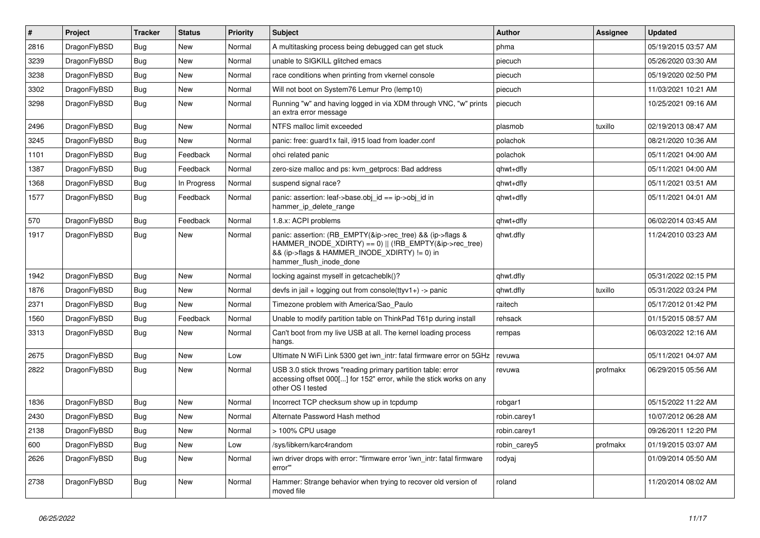| # | Project | Tracker | Status | Priority | Subject | Author | Assignee | Updated |
|---|---|---|---|---|---|---|---|---|
| 2816 | DragonFlyBSD | Bug | New | Normal | A multitasking process being debugged can get stuck | phma | | 05/19/2015 03:57 AM |
| 3239 | DragonFlyBSD | Bug | New | Normal | unable to SIGKILL glitched emacs | piecuch | | 05/26/2020 03:30 AM |
| 3238 | DragonFlyBSD | Bug | New | Normal | race conditions when printing from vkernel console | piecuch | | 05/19/2020 02:50 PM |
| 3302 | DragonFlyBSD | Bug | New | Normal | Will not boot on System76 Lemur Pro (lemp10) | piecuch | | 11/03/2021 10:21 AM |
| 3298 | DragonFlyBSD | Bug | New | Normal | Running "w" and having logged in via XDM through VNC, "w" prints an extra error message | piecuch | | 10/25/2021 09:16 AM |
| 2496 | DragonFlyBSD | Bug | New | Normal | NTFS malloc limit exceeded | plasmob | tuxillo | 02/19/2013 08:47 AM |
| 3245 | DragonFlyBSD | Bug | New | Normal | panic: free: guard1x fail, i915 load from loader.conf | polachok | | 08/21/2020 10:36 AM |
| 1101 | DragonFlyBSD | Bug | Feedback | Normal | ohci related panic | polachok | | 05/11/2021 04:00 AM |
| 1387 | DragonFlyBSD | Bug | Feedback | Normal | zero-size malloc and ps: kvm_getprocs: Bad address | qhwt+dfly | | 05/11/2021 04:00 AM |
| 1368 | DragonFlyBSD | Bug | In Progress | Normal | suspend signal race? | qhwt+dfly | | 05/11/2021 03:51 AM |
| 1577 | DragonFlyBSD | Bug | Feedback | Normal | panic: assertion: leaf->base.obj_id == ip->obj_id in hammer_ip_delete_range | qhwt+dfly | | 05/11/2021 04:01 AM |
| 570 | DragonFlyBSD | Bug | Feedback | Normal | 1.8.x: ACPI problems | qhwt+dfly | | 06/02/2014 03:45 AM |
| 1917 | DragonFlyBSD | Bug | New | Normal | panic: assertion: (RB_EMPTY(&ip->rec_tree) && (ip->flags & HAMMER_INODE_XDIRTY) == 0) \|\| (!RB_EMPTY(&ip->rec_tree) && (ip->flags & HAMMER_INODE_XDIRTY) != 0) in hammer_flush_inode_done | qhwt.dfly | | 11/24/2010 03:23 AM |
| 1942 | DragonFlyBSD | Bug | New | Normal | locking against myself in getcacheblk()? | qhwt.dfly | | 05/31/2022 02:15 PM |
| 1876 | DragonFlyBSD | Bug | New | Normal | devfs in jail + logging out from console(ttyv1+) -> panic | qhwt.dfly | tuxillo | 05/31/2022 03:24 PM |
| 2371 | DragonFlyBSD | Bug | New | Normal | Timezone problem with America/Sao_Paulo | raitech | | 05/17/2012 01:42 PM |
| 1560 | DragonFlyBSD | Bug | Feedback | Normal | Unable to modify partition table on ThinkPad T61p during install | rehsack | | 01/15/2015 08:57 AM |
| 3313 | DragonFlyBSD | Bug | New | Normal | Can't boot from my live USB at all. The kernel loading process hangs. | rempas | | 06/03/2022 12:16 AM |
| 2675 | DragonFlyBSD | Bug | New | Low | Ultimate N WiFi Link 5300 get iwn_intr: fatal firmware error on 5GHz | revuwa | | 05/11/2021 04:07 AM |
| 2822 | DragonFlyBSD | Bug | New | Normal | USB 3.0 stick throws "reading primary partition table: error accessing offset 000[...] for 152" error, while the stick works on any other OS I tested | revuwa | profmakx | 06/29/2015 05:56 AM |
| 1836 | DragonFlyBSD | Bug | New | Normal | Incorrect TCP checksum show up in tcpdump | robgar1 | | 05/15/2022 11:22 AM |
| 2430 | DragonFlyBSD | Bug | New | Normal | Alternate Password Hash method | robin.carey1 | | 10/07/2012 06:28 AM |
| 2138 | DragonFlyBSD | Bug | New | Normal | > 100% CPU usage | robin.carey1 | | 09/26/2011 12:20 PM |
| 600 | DragonFlyBSD | Bug | New | Low | /sys/libkern/karc4random | robin_carey5 | profmakx | 01/19/2015 03:07 AM |
| 2626 | DragonFlyBSD | Bug | New | Normal | iwn driver drops with error: "firmware error 'iwn_intr: fatal firmware error'" | rodyaj | | 01/09/2014 05:50 AM |
| 2738 | DragonFlyBSD | Bug | New | Normal | Hammer: Strange behavior when trying to recover old version of moved file | roland | | 11/20/2014 08:02 AM |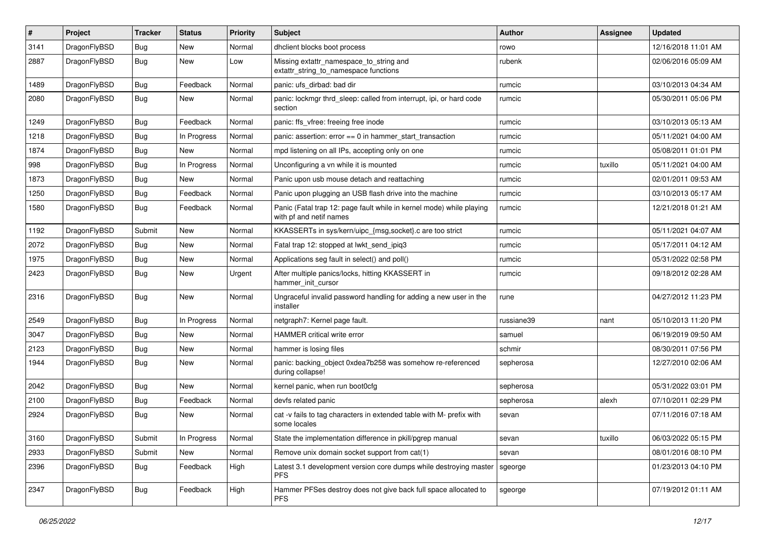| # | Project | Tracker | Status | Priority | Subject | Author | Assignee | Updated |
|---|---|---|---|---|---|---|---|---|
| 3141 | DragonFlyBSD | Bug | New | Normal | dhclient blocks boot process | rowo | | 12/16/2018 11:01 AM |
| 2887 | DragonFlyBSD | Bug | New | Low | Missing extattr_namespace_to_string and extattr_string_to_namespace functions | rubenk | | 02/06/2016 05:09 AM |
| 1489 | DragonFlyBSD | Bug | Feedback | Normal | panic: ufs_dirbad: bad dir | rumcic | | 03/10/2013 04:34 AM |
| 2080 | DragonFlyBSD | Bug | New | Normal | panic: lockmgr thrd_sleep: called from interrupt, ipi, or hard code section | rumcic | | 05/30/2011 05:06 PM |
| 1249 | DragonFlyBSD | Bug | Feedback | Normal | panic: ffs_vfree: freeing free inode | rumcic | | 03/10/2013 05:13 AM |
| 1218 | DragonFlyBSD | Bug | In Progress | Normal | panic: assertion: error == 0 in hammer_start_transaction | rumcic | | 05/11/2021 04:00 AM |
| 1874 | DragonFlyBSD | Bug | New | Normal | mpd listening on all IPs, accepting only on one | rumcic | | 05/08/2011 01:01 PM |
| 998 | DragonFlyBSD | Bug | In Progress | Normal | Unconfiguring a vn while it is mounted | rumcic | tuxillo | 05/11/2021 04:00 AM |
| 1873 | DragonFlyBSD | Bug | New | Normal | Panic upon usb mouse detach and reattaching | rumcic | | 02/01/2011 09:53 AM |
| 1250 | DragonFlyBSD | Bug | Feedback | Normal | Panic upon plugging an USB flash drive into the machine | rumcic | | 03/10/2013 05:17 AM |
| 1580 | DragonFlyBSD | Bug | Feedback | Normal | Panic (Fatal trap 12: page fault while in kernel mode) while playing with pf and netif names | rumcic | | 12/21/2018 01:21 AM |
| 1192 | DragonFlyBSD | Submit | New | Normal | KKASSERTs in sys/kern/uipc_{msg,socket}.c are too strict | rumcic | | 05/11/2021 04:07 AM |
| 2072 | DragonFlyBSD | Bug | New | Normal | Fatal trap 12: stopped at lwkt_send_ipiq3 | rumcic | | 05/17/2011 04:12 AM |
| 1975 | DragonFlyBSD | Bug | New | Normal | Applications seg fault in select() and poll() | rumcic | | 05/31/2022 02:58 PM |
| 2423 | DragonFlyBSD | Bug | New | Urgent | After multiple panics/locks, hitting KKASSERT in hammer_init_cursor | rumcic | | 09/18/2012 02:28 AM |
| 2316 | DragonFlyBSD | Bug | New | Normal | Ungraceful invalid password handling for adding a new user in the installer | rune | | 04/27/2012 11:23 PM |
| 2549 | DragonFlyBSD | Bug | In Progress | Normal | netgraph7: Kernel page fault. | russiane39 | nant | 05/10/2013 11:20 PM |
| 3047 | DragonFlyBSD | Bug | New | Normal | HAMMER critical write error | samuel | | 06/19/2019 09:50 AM |
| 2123 | DragonFlyBSD | Bug | New | Normal | hammer is losing files | schmir | | 08/30/2011 07:56 PM |
| 1944 | DragonFlyBSD | Bug | New | Normal | panic: backing_object 0xdea7b258 was somehow re-referenced during collapse! | sepherosa | | 12/27/2010 02:06 AM |
| 2042 | DragonFlyBSD | Bug | New | Normal | kernel panic, when run boot0cfg | sepherosa | | 05/31/2022 03:01 PM |
| 2100 | DragonFlyBSD | Bug | Feedback | Normal | devfs related panic | sepherosa | alexh | 07/10/2011 02:29 PM |
| 2924 | DragonFlyBSD | Bug | New | Normal | cat -v fails to tag characters in extended table with M- prefix with some locales | sevan | | 07/11/2016 07:18 AM |
| 3160 | DragonFlyBSD | Submit | In Progress | Normal | State the implementation difference in pkill/pgrep manual | sevan | tuxillo | 06/03/2022 05:15 PM |
| 2933 | DragonFlyBSD | Submit | New | Normal | Remove unix domain socket support from cat(1) | sevan | | 08/01/2016 08:10 PM |
| 2396 | DragonFlyBSD | Bug | Feedback | High | Latest 3.1 development version core dumps while destroying master PFS | sgeorge | | 01/23/2013 04:10 PM |
| 2347 | DragonFlyBSD | Bug | Feedback | High | Hammer PFSes destroy does not give back full space allocated to PFS | sgeorge | | 07/19/2012 01:11 AM |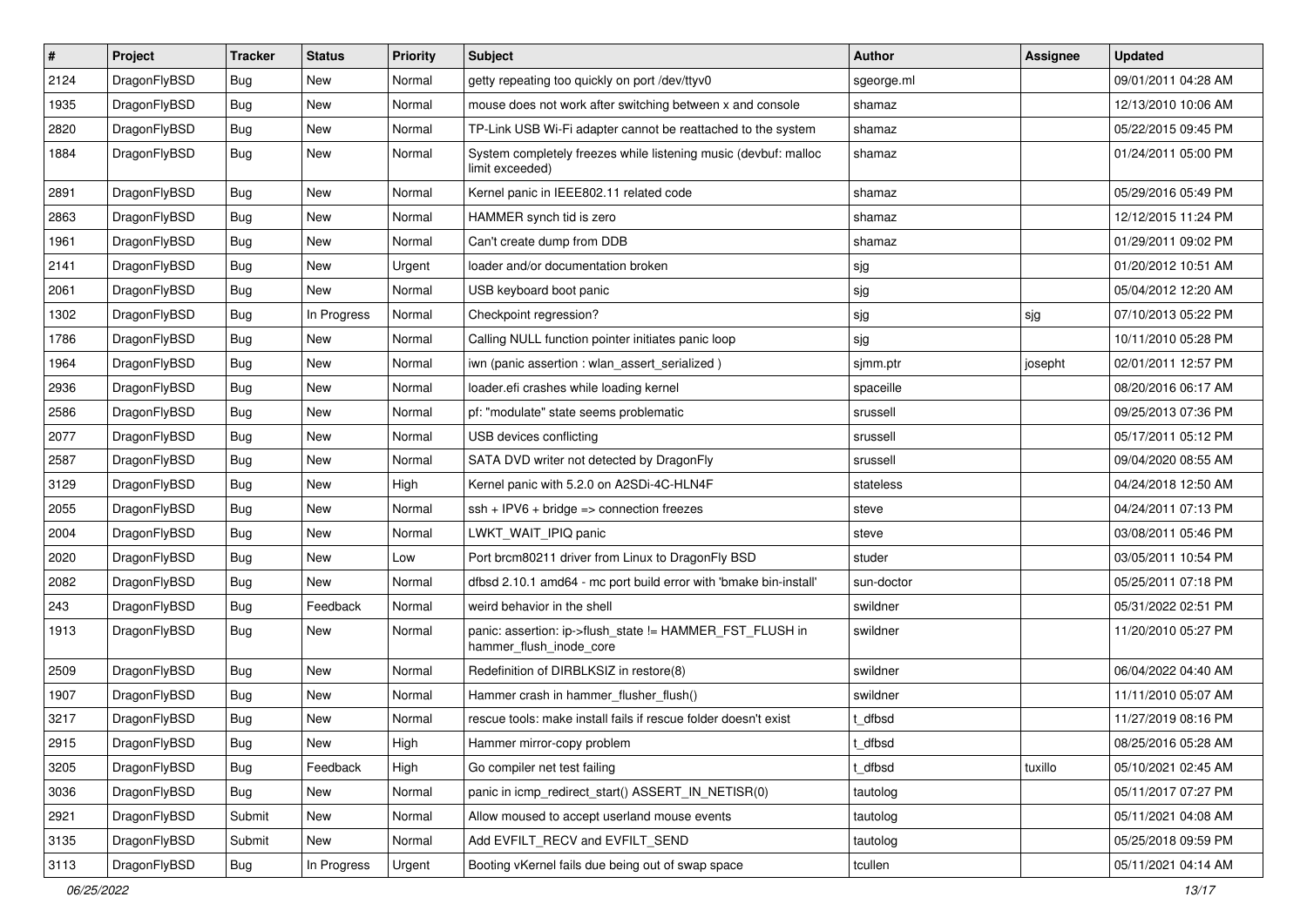| # | Project | Tracker | Status | Priority | Subject | Author | Assignee | Updated |
|---|---|---|---|---|---|---|---|---|
| 2124 | DragonFlyBSD | Bug | New | Normal | getty repeating too quickly on port /dev/ttyv0 | sgeorge.ml | | 09/01/2011 04:28 AM |
| 1935 | DragonFlyBSD | Bug | New | Normal | mouse does not work after switching between x and console | shamaz | | 12/13/2010 10:06 AM |
| 2820 | DragonFlyBSD | Bug | New | Normal | TP-Link USB Wi-Fi adapter cannot be reattached to the system | shamaz | | 05/22/2015 09:45 PM |
| 1884 | DragonFlyBSD | Bug | New | Normal | System completely freezes while listening music (devbuf: malloc limit exceeded) | shamaz | | 01/24/2011 05:00 PM |
| 2891 | DragonFlyBSD | Bug | New | Normal | Kernel panic in IEEE802.11 related code | shamaz | | 05/29/2016 05:49 PM |
| 2863 | DragonFlyBSD | Bug | New | Normal | HAMMER synch tid is zero | shamaz | | 12/12/2015 11:24 PM |
| 1961 | DragonFlyBSD | Bug | New | Normal | Can't create dump from DDB | shamaz | | 01/29/2011 09:02 PM |
| 2141 | DragonFlyBSD | Bug | New | Urgent | loader and/or documentation broken | sjg | | 01/20/2012 10:51 AM |
| 2061 | DragonFlyBSD | Bug | New | Normal | USB keyboard boot panic | sjg | | 05/04/2012 12:20 AM |
| 1302 | DragonFlyBSD | Bug | In Progress | Normal | Checkpoint regression? | sjg | sjg | 07/10/2013 05:22 PM |
| 1786 | DragonFlyBSD | Bug | New | Normal | Calling NULL function pointer initiates panic loop | sjg | | 10/11/2010 05:28 PM |
| 1964 | DragonFlyBSD | Bug | New | Normal | iwn (panic assertion : wlan_assert_serialized ) | sjmm.ptr | josepht | 02/01/2011 12:57 PM |
| 2936 | DragonFlyBSD | Bug | New | Normal | loader.efi crashes while loading kernel | spaceille | | 08/20/2016 06:17 AM |
| 2586 | DragonFlyBSD | Bug | New | Normal | pf: "modulate" state seems problematic | srussell | | 09/25/2013 07:36 PM |
| 2077 | DragonFlyBSD | Bug | New | Normal | USB devices conflicting | srussell | | 05/17/2011 05:12 PM |
| 2587 | DragonFlyBSD | Bug | New | Normal | SATA DVD writer not detected by DragonFly | srussell | | 09/04/2020 08:55 AM |
| 3129 | DragonFlyBSD | Bug | New | High | Kernel panic with 5.2.0 on A2SDi-4C-HLN4F | stateless | | 04/24/2018 12:50 AM |
| 2055 | DragonFlyBSD | Bug | New | Normal | ssh + IPV6 + bridge => connection freezes | steve | | 04/24/2011 07:13 PM |
| 2004 | DragonFlyBSD | Bug | New | Normal | LWKT_WAIT_IPIQ panic | steve | | 03/08/2011 05:46 PM |
| 2020 | DragonFlyBSD | Bug | New | Low | Port brcm80211 driver from Linux to DragonFly BSD | studer | | 03/05/2011 10:54 PM |
| 2082 | DragonFlyBSD | Bug | New | Normal | dfbsd 2.10.1 amd64 - mc port build error with 'bmake bin-install' | sun-doctor | | 05/25/2011 07:18 PM |
| 243 | DragonFlyBSD | Bug | Feedback | Normal | weird behavior in the shell | swildner | | 05/31/2022 02:51 PM |
| 1913 | DragonFlyBSD | Bug | New | Normal | panic: assertion: ip->flush_state != HAMMER_FST_FLUSH in hammer_flush_inode_core | swildner | | 11/20/2010 05:27 PM |
| 2509 | DragonFlyBSD | Bug | New | Normal | Redefinition of DIRBLKSIZ in restore(8) | swildner | | 06/04/2022 04:40 AM |
| 1907 | DragonFlyBSD | Bug | New | Normal | Hammer crash in hammer_flusher_flush() | swildner | | 11/11/2010 05:07 AM |
| 3217 | DragonFlyBSD | Bug | New | Normal | rescue tools: make install fails if rescue folder doesn't exist | t_dfbsd | | 11/27/2019 08:16 PM |
| 2915 | DragonFlyBSD | Bug | New | High | Hammer mirror-copy problem | t_dfbsd | | 08/25/2016 05:28 AM |
| 3205 | DragonFlyBSD | Bug | Feedback | High | Go compiler net test failing | t_dfbsd | tuxillo | 05/10/2021 02:45 AM |
| 3036 | DragonFlyBSD | Bug | New | Normal | panic in icmp_redirect_start() ASSERT_IN_NETISR(0) | tautolog | | 05/11/2017 07:27 PM |
| 2921 | DragonFlyBSD | Submit | New | Normal | Allow moused to accept userland mouse events | tautolog | | 05/11/2021 04:08 AM |
| 3135 | DragonFlyBSD | Submit | New | Normal | Add EVFILT_RECV and EVFILT_SEND | tautolog | | 05/25/2018 09:59 PM |
| 3113 | DragonFlyBSD | Bug | In Progress | Urgent | Booting vKernel fails due being out of swap space | tcullen | | 05/11/2021 04:14 AM |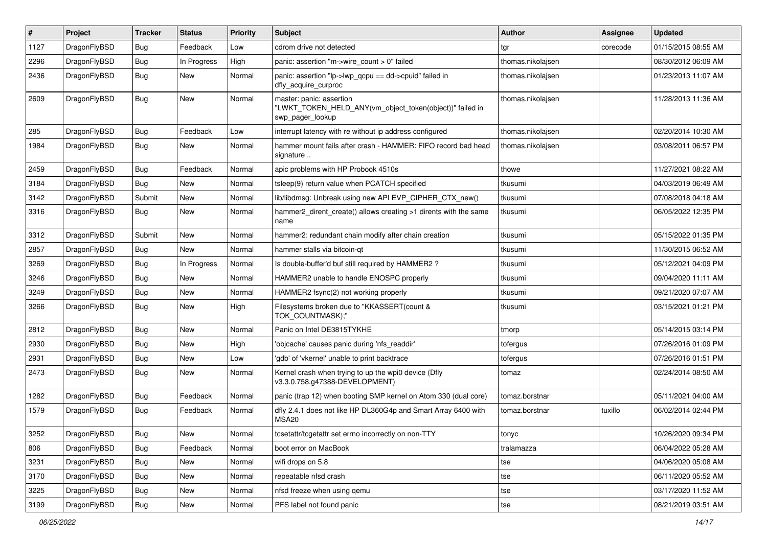| # | Project | Tracker | Status | Priority | Subject | Author | Assignee | Updated |
|---|---|---|---|---|---|---|---|---|
| 1127 | DragonFlyBSD | Bug | Feedback | Low | cdrom drive not detected | tgr | corecode | 01/15/2015 08:55 AM |
| 2296 | DragonFlyBSD | Bug | In Progress | High | panic: assertion "m->wire_count > 0" failed | thomas.nikolajsen | | 08/30/2012 06:09 AM |
| 2436 | DragonFlyBSD | Bug | New | Normal | panic: assertion "lp->lwp_qcpu == dd->cpuid" failed in dfly_acquire_curproc | thomas.nikolajsen | | 01/23/2013 11:07 AM |
| 2609 | DragonFlyBSD | Bug | New | Normal | master: panic: assertion "LWKT_TOKEN_HELD_ANY(vm_object_token(object))" failed in swp_pager_lookup | thomas.nikolajsen | | 11/28/2013 11:36 AM |
| 285 | DragonFlyBSD | Bug | Feedback | Low | interrupt latency with re without ip address configured | thomas.nikolajsen | | 02/20/2014 10:30 AM |
| 1984 | DragonFlyBSD | Bug | New | Normal | hammer mount fails after crash - HAMMER: FIFO record bad head signature .. | thomas.nikolajsen | | 03/08/2011 06:57 PM |
| 2459 | DragonFlyBSD | Bug | Feedback | Normal | apic problems with HP Probook 4510s | thowe | | 11/27/2021 08:22 AM |
| 3184 | DragonFlyBSD | Bug | New | Normal | tsleep(9) return value when PCATCH specified | tkusumi | | 04/03/2019 06:49 AM |
| 3142 | DragonFlyBSD | Submit | New | Normal | lib/libdmsg: Unbreak using new API EVP_CIPHER_CTX_new() | tkusumi | | 07/08/2018 04:18 AM |
| 3316 | DragonFlyBSD | Bug | New | Normal | hammer2_dirent_create() allows creating >1 dirents with the same name | tkusumi | | 06/05/2022 12:35 PM |
| 3312 | DragonFlyBSD | Submit | New | Normal | hammer2: redundant chain modify after chain creation | tkusumi | | 05/15/2022 01:35 PM |
| 2857 | DragonFlyBSD | Bug | New | Normal | hammer stalls via bitcoin-qt | tkusumi | | 11/30/2015 06:52 AM |
| 3269 | DragonFlyBSD | Bug | In Progress | Normal | Is double-buffer'd buf still required by HAMMER2 ? | tkusumi | | 05/12/2021 04:09 PM |
| 3246 | DragonFlyBSD | Bug | New | Normal | HAMMER2 unable to handle ENOSPC properly | tkusumi | | 09/04/2020 11:11 AM |
| 3249 | DragonFlyBSD | Bug | New | Normal | HAMMER2 fsync(2) not working properly | tkusumi | | 09/21/2020 07:07 AM |
| 3266 | DragonFlyBSD | Bug | New | High | Filesystems broken due to "KKASSERT(count & TOK_COUNTMASK);" | tkusumi | | 03/15/2021 01:21 PM |
| 2812 | DragonFlyBSD | Bug | New | Normal | Panic on Intel DE3815TYKHE | tmorp | | 05/14/2015 03:14 PM |
| 2930 | DragonFlyBSD | Bug | New | High | 'objcache' causes panic during 'nfs_readdir' | tofergus | | 07/26/2016 01:09 PM |
| 2931 | DragonFlyBSD | Bug | New | Low | 'gdb' of 'vkernel' unable to print backtrace | tofergus | | 07/26/2016 01:51 PM |
| 2473 | DragonFlyBSD | Bug | New | Normal | Kernel crash when trying to up the wpi0 device (Dfly v3.3.0.758.g47388-DEVELOPMENT) | tomaz | | 02/24/2014 08:50 AM |
| 1282 | DragonFlyBSD | Bug | Feedback | Normal | panic (trap 12) when booting SMP kernel on Atom 330 (dual core) | tomaz.borstnar | | 05/11/2021 04:00 AM |
| 1579 | DragonFlyBSD | Bug | Feedback | Normal | dfly 2.4.1 does not like HP DL360G4p and Smart Array 6400 with MSA20 | tomaz.borstnar | tuxillo | 06/02/2014 02:44 PM |
| 3252 | DragonFlyBSD | Bug | New | Normal | tcsetattr/tcgetattr set errno incorrectly on non-TTY | tonyc | | 10/26/2020 09:34 PM |
| 806 | DragonFlyBSD | Bug | Feedback | Normal | boot error on MacBook | tralamazza | | 06/04/2022 05:28 AM |
| 3231 | DragonFlyBSD | Bug | New | Normal | wifi drops on 5.8 | tse | | 04/06/2020 05:08 AM |
| 3170 | DragonFlyBSD | Bug | New | Normal | repeatable nfsd crash | tse | | 06/11/2020 05:52 AM |
| 3225 | DragonFlyBSD | Bug | New | Normal | nfsd freeze when using qemu | tse | | 03/17/2020 11:52 AM |
| 3199 | DragonFlyBSD | Bug | New | Normal | PFS label not found panic | tse | | 08/21/2019 03:51 AM |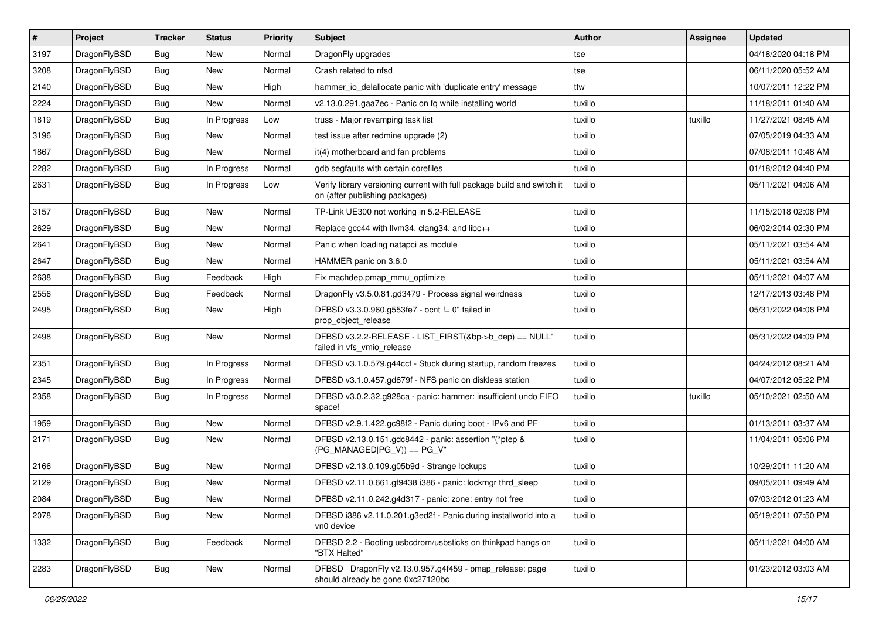| # | Project | Tracker | Status | Priority | Subject | Author | Assignee | Updated |
|---|---|---|---|---|---|---|---|---|
| 3197 | DragonFlyBSD | Bug | New | Normal | DragonFly upgrades | tse | | 04/18/2020 04:18 PM |
| 3208 | DragonFlyBSD | Bug | New | Normal | Crash related to nfsd | tse | | 06/11/2020 05:52 AM |
| 2140 | DragonFlyBSD | Bug | New | High | hammer_io_delallocate panic with 'duplicate entry' message | ttw | | 10/07/2011 12:22 PM |
| 2224 | DragonFlyBSD | Bug | New | Normal | v2.13.0.291.gaa7ec - Panic on fq while installing world | tuxillo | | 11/18/2011 01:40 AM |
| 1819 | DragonFlyBSD | Bug | In Progress | Low | truss - Major revamping task list | tuxillo | tuxillo | 11/27/2021 08:45 AM |
| 3196 | DragonFlyBSD | Bug | New | Normal | test issue after redmine upgrade (2) | tuxillo | | 07/05/2019 04:33 AM |
| 1867 | DragonFlyBSD | Bug | New | Normal | it(4) motherboard and fan problems | tuxillo | | 07/08/2011 10:48 AM |
| 2282 | DragonFlyBSD | Bug | In Progress | Normal | gdb segfaults with certain corefiles | tuxillo | | 01/18/2012 04:40 PM |
| 2631 | DragonFlyBSD | Bug | In Progress | Low | Verify library versioning current with full package build and switch it on (after publishing packages) | tuxillo | | 05/11/2021 04:06 AM |
| 3157 | DragonFlyBSD | Bug | New | Normal | TP-Link UE300 not working in 5.2-RELEASE | tuxillo | | 11/15/2018 02:08 PM |
| 2629 | DragonFlyBSD | Bug | New | Normal | Replace gcc44 with llvm34, clang34, and libc++ | tuxillo | | 06/02/2014 02:30 PM |
| 2641 | DragonFlyBSD | Bug | New | Normal | Panic when loading natapci as module | tuxillo | | 05/11/2021 03:54 AM |
| 2647 | DragonFlyBSD | Bug | New | Normal | HAMMER panic on 3.6.0 | tuxillo | | 05/11/2021 03:54 AM |
| 2638 | DragonFlyBSD | Bug | Feedback | High | Fix machdep.pmap_mmu_optimize | tuxillo | | 05/11/2021 04:07 AM |
| 2556 | DragonFlyBSD | Bug | Feedback | Normal | DragonFly v3.5.0.81.gd3479 - Process signal weirdness | tuxillo | | 12/17/2013 03:48 PM |
| 2495 | DragonFlyBSD | Bug | New | High | DFBSD v3.3.0.960.g553fe7 - ocnt != 0" failed in prop_object_release | tuxillo | | 05/31/2022 04:08 PM |
| 2498 | DragonFlyBSD | Bug | New | Normal | DFBSD v3.2.2-RELEASE - LIST_FIRST(&bp->b_dep) == NULL" failed in vfs_vmio_release | tuxillo | | 05/31/2022 04:09 PM |
| 2351 | DragonFlyBSD | Bug | In Progress | Normal | DFBSD v3.1.0.579.g44ccf - Stuck during startup, random freezes | tuxillo | | 04/24/2012 08:21 AM |
| 2345 | DragonFlyBSD | Bug | In Progress | Normal | DFBSD v3.1.0.457.gd679f - NFS panic on diskless station | tuxillo | | 04/07/2012 05:22 PM |
| 2358 | DragonFlyBSD | Bug | In Progress | Normal | DFBSD v3.0.2.32.g928ca - panic: hammer: insufficient undo FIFO space! | tuxillo | tuxillo | 05/10/2021 02:50 AM |
| 1959 | DragonFlyBSD | Bug | New | Normal | DFBSD v2.9.1.422.gc98f2 - Panic during boot - IPv6 and PF | tuxillo | | 01/13/2011 03:37 AM |
| 2171 | DragonFlyBSD | Bug | New | Normal | DFBSD v2.13.0.151.gdc8442 - panic: assertion "(*ptep & (PG_MANAGED\|PG_V)) == PG_V" | tuxillo | | 11/04/2011 05:06 PM |
| 2166 | DragonFlyBSD | Bug | New | Normal | DFBSD v2.13.0.109.g05b9d - Strange lockups | tuxillo | | 10/29/2011 11:20 AM |
| 2129 | DragonFlyBSD | Bug | New | Normal | DFBSD v2.11.0.661.gf9438 i386 - panic: lockmgr thrd_sleep | tuxillo | | 09/05/2011 09:49 AM |
| 2084 | DragonFlyBSD | Bug | New | Normal | DFBSD v2.11.0.242.g4d317 - panic: zone: entry not free | tuxillo | | 07/03/2012 01:23 AM |
| 2078 | DragonFlyBSD | Bug | New | Normal | DFBSD i386 v2.11.0.201.g3ed2f - Panic during installworld into a vn0 device | tuxillo | | 05/19/2011 07:50 PM |
| 1332 | DragonFlyBSD | Bug | Feedback | Normal | DFBSD 2.2 - Booting usbcdrom/usbsticks on thinkpad hangs on "BTX Halted" | tuxillo | | 05/11/2021 04:00 AM |
| 2283 | DragonFlyBSD | Bug | New | Normal | DFBSD DragonFly v2.13.0.957.g4f459 - pmap_release: page should already be gone 0xc27120bc | tuxillo | | 01/23/2012 03:03 AM |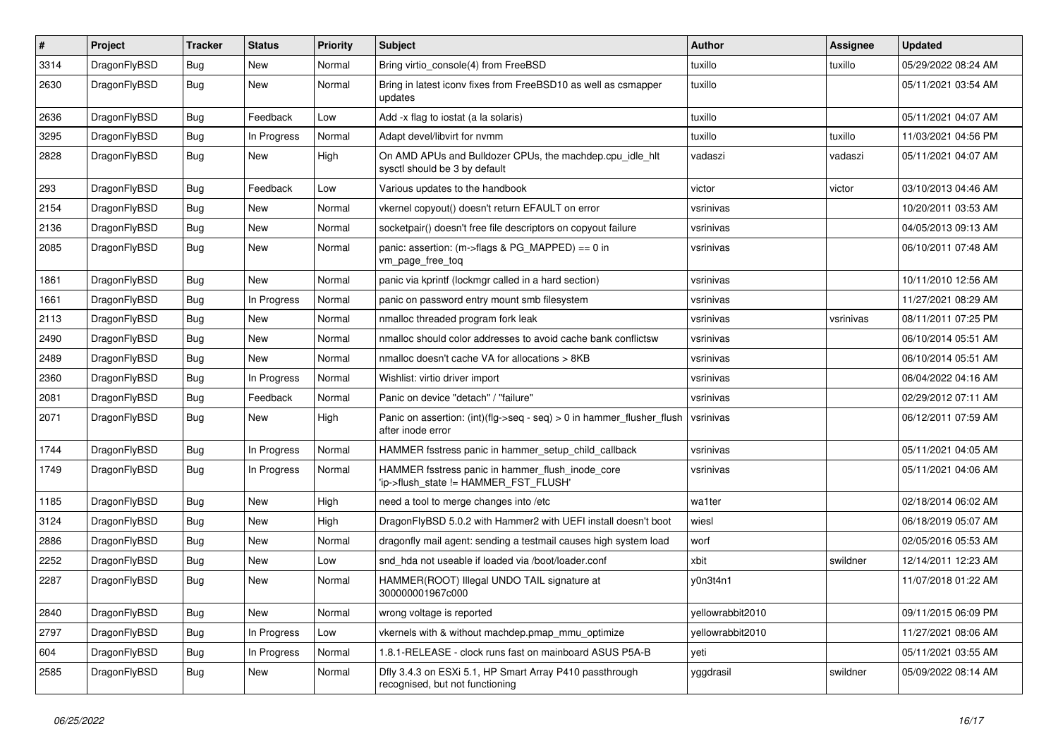| # | Project | Tracker | Status | Priority | Subject | Author | Assignee | Updated |
|---|---|---|---|---|---|---|---|---|
| 3314 | DragonFlyBSD | Bug | New | Normal | Bring virtio_console(4) from FreeBSD | tuxillo | tuxillo | 05/29/2022 08:24 AM |
| 2630 | DragonFlyBSD | Bug | New | Normal | Bring in latest iconv fixes from FreeBSD10 as well as csmapper updates | tuxillo | | 05/11/2021 03:54 AM |
| 2636 | DragonFlyBSD | Bug | Feedback | Low | Add -x flag to iostat (a la solaris) | tuxillo | | 05/11/2021 04:07 AM |
| 3295 | DragonFlyBSD | Bug | In Progress | Normal | Adapt devel/libvirt for nvmm | tuxillo | tuxillo | 11/03/2021 04:56 PM |
| 2828 | DragonFlyBSD | Bug | New | High | On AMD APUs and Bulldozer CPUs, the machdep.cpu_idle_hlt sysctl should be 3 by default | vadaszi | vadaszi | 05/11/2021 04:07 AM |
| 293 | DragonFlyBSD | Bug | Feedback | Low | Various updates to the handbook | victor | victor | 03/10/2013 04:46 AM |
| 2154 | DragonFlyBSD | Bug | New | Normal | vkernel copyout() doesn't return EFAULT on error | vsrinivas | | 10/20/2011 03:53 AM |
| 2136 | DragonFlyBSD | Bug | New | Normal | socketpair() doesn't free file descriptors on copyout failure | vsrinivas | | 04/05/2013 09:13 AM |
| 2085 | DragonFlyBSD | Bug | New | Normal | panic: assertion: (m->flags & PG_MAPPED) == 0 in vm_page_free_toq | vsrinivas | | 06/10/2011 07:48 AM |
| 1861 | DragonFlyBSD | Bug | New | Normal | panic via kprintf (lockmgr called in a hard section) | vsrinivas | | 10/11/2010 12:56 AM |
| 1661 | DragonFlyBSD | Bug | In Progress | Normal | panic on password entry mount smb filesystem | vsrinivas | | 11/27/2021 08:29 AM |
| 2113 | DragonFlyBSD | Bug | New | Normal | nmalloc threaded program fork leak | vsrinivas | vsrinivas | 08/11/2011 07:25 PM |
| 2490 | DragonFlyBSD | Bug | New | Normal | nmalloc should color addresses to avoid cache bank conflictsw | vsrinivas | | 06/10/2014 05:51 AM |
| 2489 | DragonFlyBSD | Bug | New | Normal | nmalloc doesn't cache VA for allocations > 8KB | vsrinivas | | 06/10/2014 05:51 AM |
| 2360 | DragonFlyBSD | Bug | In Progress | Normal | Wishlist: virtio driver import | vsrinivas | | 06/04/2022 04:16 AM |
| 2081 | DragonFlyBSD | Bug | Feedback | Normal | Panic on device "detach" / "failure" | vsrinivas | | 02/29/2012 07:11 AM |
| 2071 | DragonFlyBSD | Bug | New | High | Panic on assertion: (int)(flg->seq - seq) > 0 in hammer_flusher_flush after inode error | vsrinivas | | 06/12/2011 07:59 AM |
| 1744 | DragonFlyBSD | Bug | In Progress | Normal | HAMMER fsstress panic in hammer_setup_child_callback | vsrinivas | | 05/11/2021 04:05 AM |
| 1749 | DragonFlyBSD | Bug | In Progress | Normal | HAMMER fsstress panic in hammer_flush_inode_core 'ip->flush_state != HAMMER_FST_FLUSH' | vsrinivas | | 05/11/2021 04:06 AM |
| 1185 | DragonFlyBSD | Bug | New | High | need a tool to merge changes into /etc | wa1ter | | 02/18/2014 06:02 AM |
| 3124 | DragonFlyBSD | Bug | New | High | DragonFlyBSD 5.0.2 with Hammer2 with UEFI install doesn't boot | wiesl | | 06/18/2019 05:07 AM |
| 2886 | DragonFlyBSD | Bug | New | Normal | dragonfly mail agent: sending a testmail causes high system load | worf | | 02/05/2016 05:53 AM |
| 2252 | DragonFlyBSD | Bug | New | Low | snd_hda not useable if loaded via /boot/loader.conf | xbit | swildner | 12/14/2011 12:23 AM |
| 2287 | DragonFlyBSD | Bug | New | Normal | HAMMER(ROOT) Illegal UNDO TAIL signature at 300000001967c000 | y0n3t4n1 | | 11/07/2018 01:22 AM |
| 2840 | DragonFlyBSD | Bug | New | Normal | wrong voltage is reported | yellowrabbit2010 | | 09/11/2015 06:09 PM |
| 2797 | DragonFlyBSD | Bug | In Progress | Low | vkernels with & without machdep.pmap_mmu_optimize | yellowrabbit2010 | | 11/27/2021 08:06 AM |
| 604 | DragonFlyBSD | Bug | In Progress | Normal | 1.8.1-RELEASE - clock runs fast on mainboard ASUS P5A-B | yeti | | 05/11/2021 03:55 AM |
| 2585 | DragonFlyBSD | Bug | New | Normal | Dfly 3.4.3 on ESXi 5.1, HP Smart Array P410 passthrough recognised, but not functioning | yggdrasil | swildner | 05/09/2022 08:14 AM |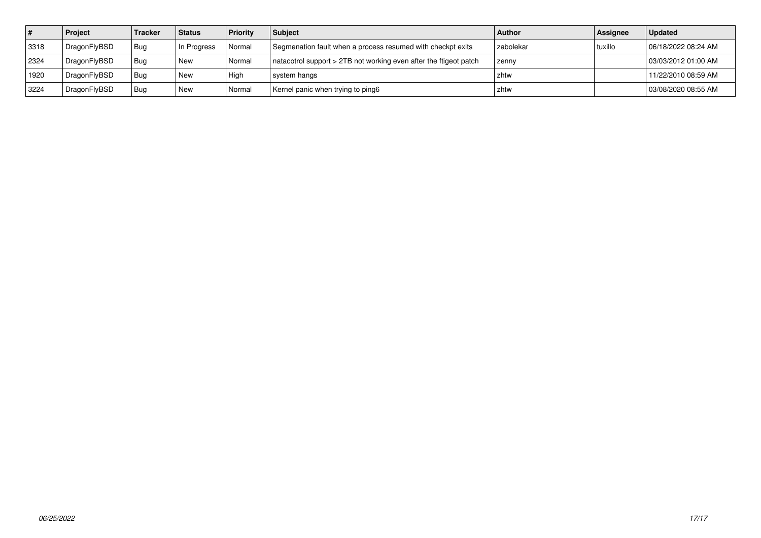| # | Project | Tracker | Status | Priority | Subject | Author | Assignee | Updated |
|---|---|---|---|---|---|---|---|---|
| 3318 | DragonFlyBSD | Bug | In Progress | Normal | Segmenation fault when a process resumed with checkpt exits | zabolekar | tuxillo | 06/18/2022 08:24 AM |
| 2324 | DragonFlyBSD | Bug | New | Normal | natacotrol support > 2TB not working even after the ftigeot patch | zenny | | 03/03/2012 01:00 AM |
| 1920 | DragonFlyBSD | Bug | New | High | system hangs | zhtw | | 11/22/2010 08:59 AM |
| 3224 | DragonFlyBSD | Bug | New | Normal | Kernel panic when trying to ping6 | zhtw | | 03/08/2020 08:55 AM |